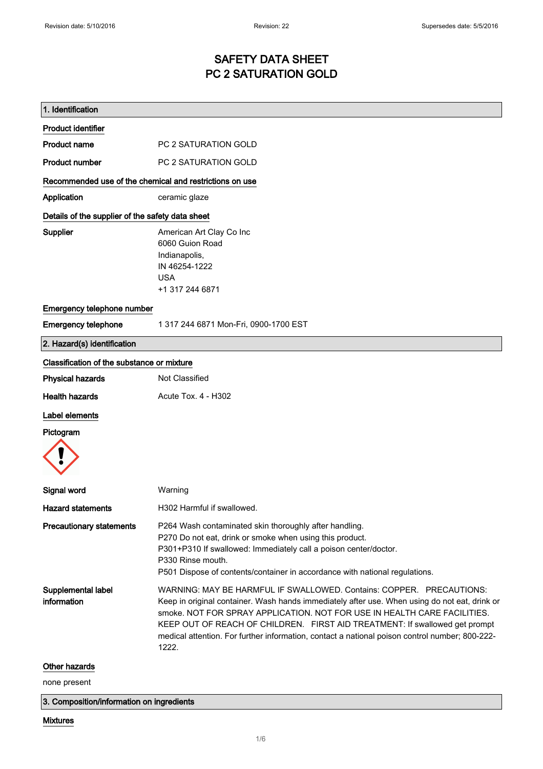# SAFETY DATA SHEET
# PC 2 SATURATION GOLD

## 1. Identification

### Product identifier

| | |
|---|---|
| **Product name** | PC 2 SATURATION GOLD |
| **Product number** | PC 2 SATURATION GOLD |

### Recommended use of the chemical and restrictions on use

| | |
|---|---|
| **Application** | ceramic glaze |

### Details of the supplier of the safety data sheet

**Supplier**

American Art Clay Co Inc
6060 Guion Road
Indianapolis,
IN 46254-1222
USA
+1 317 244 6871

### Emergency telephone number

| | |
|---|---|
| **Emergency telephone** | 1 317 244 6871 Mon-Fri, 0900-1700 EST |

## 2. Hazard(s) identification

### Classification of the substance or mixture

| | |
|---|---|
| **Physical hazards** | Not Classified |
| **Health hazards** | Acute Tox. 4 - H302 |

### Label elements

**Pictogram**

| | |
|---|---|
| **Signal word** | Warning |
| **Hazard statements** | H302 Harmful if swallowed. |

**Precautionary statements**

P264 Wash contaminated skin thoroughly after handling.
P270 Do not eat, drink or smoke when using this product.
P301+P310 If swallowed: Immediately call a poison center/doctor.
P330 Rinse mouth.
P501 Dispose of contents/container in accordance with national regulations.

**Supplemental label information**

WARNING: MAY BE HARMFUL IF SWALLOWED. Contains: COPPER. PRECAUTIONS: Keep in original container. Wash hands immediately after use. When using do not eat, drink or smoke. NOT FOR SPRAY APPLICATION. NOT FOR USE IN HEALTH CARE FACILITIES. KEEP OUT OF REACH OF CHILDREN. FIRST AID TREATMENT: If swallowed get prompt medical attention. For further information, contact a national poison control number; 800-222-1222.

### Other hazards

none present

## 3. Composition/information on ingredients

### Mixtures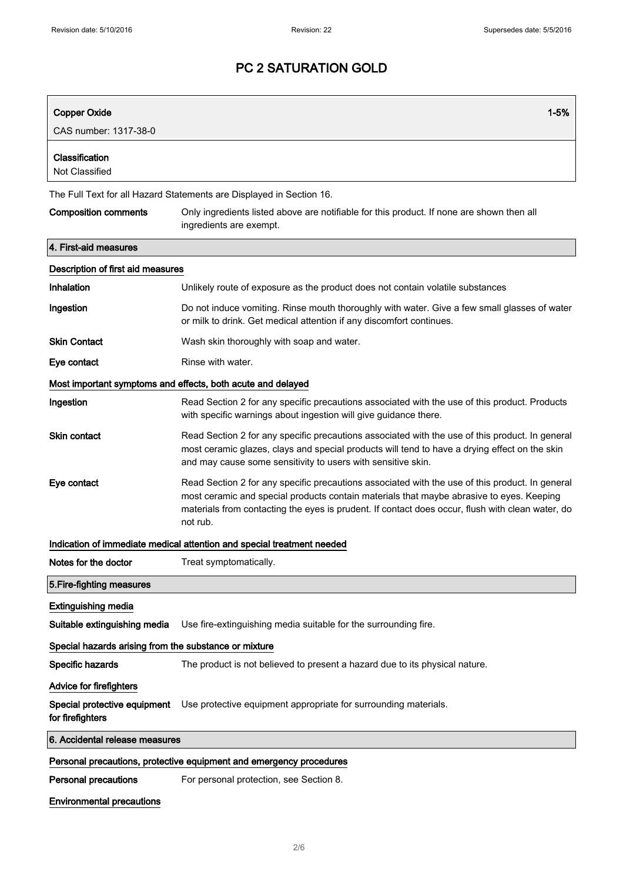# PC 2 SATURATION GOLD

| Copper Oxide | 1-5% |
| --- | --- |
| CAS number: 1317-38-0 | |
| **Classification** Not Classified | |

The Full Text for all Hazard Statements are Displayed in Section 16.

**Composition comments** Only ingredients listed above are notifiable for this product. If none are shown then all ingredients are exempt.

## 4. First-aid measures

### Description of first aid measures

**Inhalation** Unlikely route of exposure as the product does not contain volatile substances

**Ingestion** Do not induce vomiting. Rinse mouth thoroughly with water. Give a few small glasses of water or milk to drink. Get medical attention if any discomfort continues.

**Skin Contact** Wash skin thoroughly with soap and water.

**Eye contact** Rinse with water.

### Most important symptoms and effects, both acute and delayed

**Ingestion** Read Section 2 for any specific precautions associated with the use of this product. Products with specific warnings about ingestion will give guidance there.

**Skin contact** Read Section 2 for any specific precautions associated with the use of this product. In general most ceramic glazes, clays and special products will tend to have a drying effect on the skin and may cause some sensitivity to users with sensitive skin.

**Eye contact** Read Section 2 for any specific precautions associated with the use of this product. In general most ceramic and special products contain materials that maybe abrasive to eyes. Keeping materials from contacting the eyes is prudent. If contact does occur, flush with clean water, do not rub.

### Indication of immediate medical attention and special treatment needed

**Notes for the doctor** Treat symptomatically.

## 5.Fire-fighting measures

### Extinguishing media

**Suitable extinguishing media** Use fire-extinguishing media suitable for the surrounding fire.

### Special hazards arising from the substance or mixture

**Specific hazards** The product is not believed to present a hazard due to its physical nature.

### Advice for firefighters

**Special protective equipment for firefighters** Use protective equipment appropriate for surrounding materials.

## 6. Accidental release measures

### Personal precautions, protective equipment and emergency procedures

**Personal precautions** For personal protection, see Section 8.

### Environmental precautions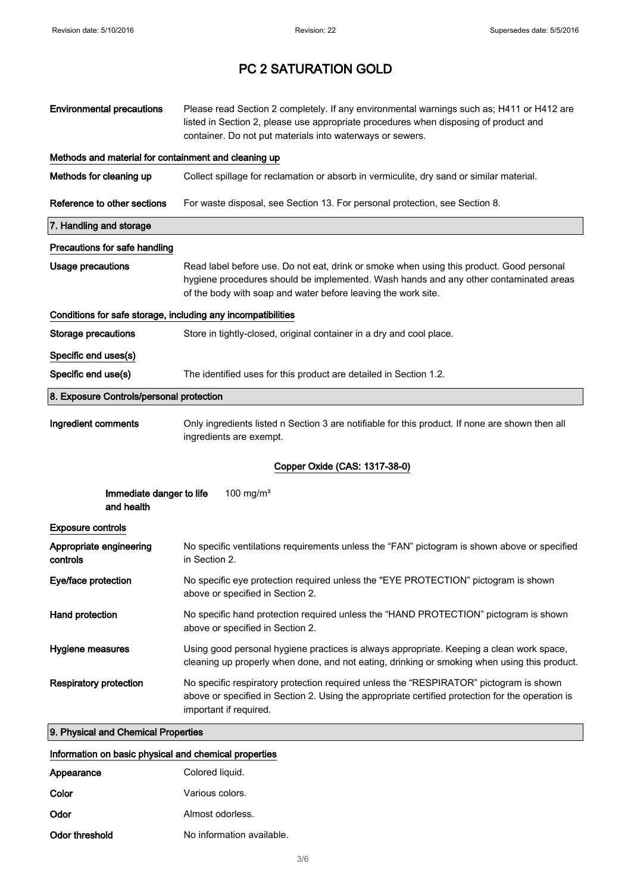# PC 2 SATURATION GOLD

| | |
|---|---|
| **Environmental precautions** | Please read Section 2 completely. If any environmental warnings such as; H411 or H412 are listed in Section 2, please use appropriate procedures when disposing of product and container. Do not put materials into waterways or sewers. |

**Methods and material for containment and cleaning up**

| | |
|---|---|
| **Methods for cleaning up** | Collect spillage for reclamation or absorb in vermiculite, dry sand or similar material. |
| **Reference to other sections** | For waste disposal, see Section 13. For personal protection, see Section 8. |

## 7. Handling and storage

**Precautions for safe handling**

| | |
|---|---|
| **Usage precautions** | Read label before use. Do not eat, drink or smoke when using this product. Good personal hygiene procedures should be implemented. Wash hands and any other contaminated areas of the body with soap and water before leaving the work site. |

**Conditions for safe storage, including any incompatibilities**

| | |
|---|---|
| **Storage precautions** | Store in tightly-closed, original container in a dry and cool place. |

**Specific end uses(s)**

| | |
|---|---|
| **Specific end use(s)** | The identified uses for this product are detailed in Section 1.2. |

## 8. Exposure Controls/personal protection

| | |
|---|---|
| **Ingredient comments** | Only ingredients listed n Section 3 are notifiable for this product. If none are shown then all ingredients are exempt. |

**Copper Oxide (CAS: 1317-38-0)**

| | |
|---|---|
| **Immediate danger to life and health** | 100 mg/m³ |

**Exposure controls**

| | |
|---|---|
| **Appropriate engineering controls** | No specific ventilations requirements unless the “FAN” pictogram is shown above or specified in Section 2. |
| **Eye/face protection** | No specific eye protection required unless the "EYE PROTECTION” pictogram is shown above or specified in Section 2. |
| **Hand protection** | No specific hand protection required unless the “HAND PROTECTION” pictogram is shown above or specified in Section 2. |
| **Hygiene measures** | Using good personal hygiene practices is always appropriate. Keeping a clean work space, cleaning up properly when done, and not eating, drinking or smoking when using this product. |
| **Respiratory protection** | No specific respiratory protection required unless the “RESPIRATOR” pictogram is shown above or specified in Section 2. Using the appropriate certified protection for the operation is important if required. |

## 9. Physical and Chemical Properties

**Information on basic physical and chemical properties**

| | |
|---|---|
| **Appearance** | Colored liquid. |
| **Color** | Various colors. |
| **Odor** | Almost odorless. |
| **Odor threshold** | No information available. |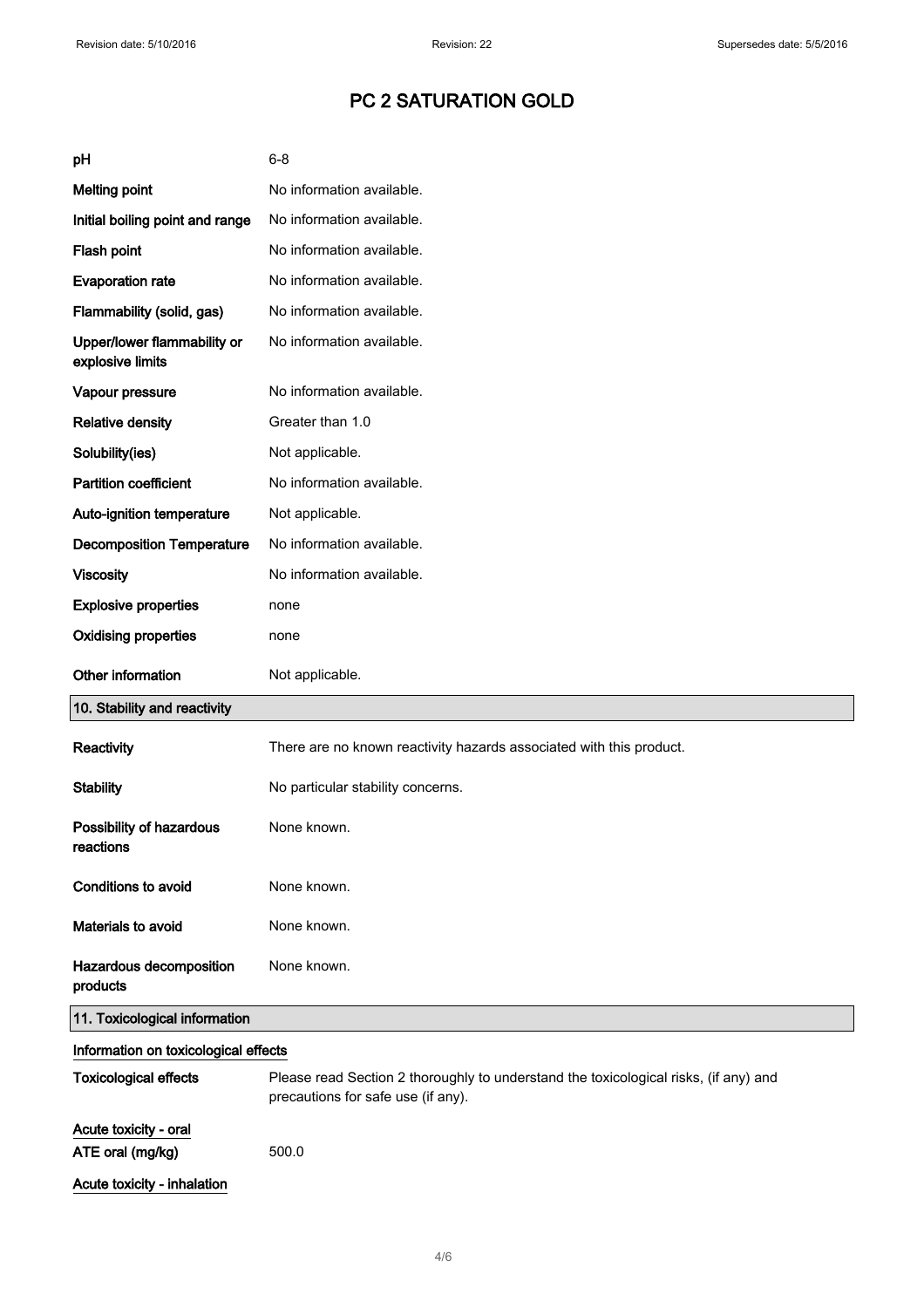# PC 2 SATURATION GOLD

| | |
|---|---|
| pH | 6-8 |
| Melting point | No information available. |
| Initial boiling point and range | No information available. |
| Flash point | No information available. |
| Evaporation rate | No information available. |
| Flammability (solid, gas) | No information available. |
| Upper/lower flammability or explosive limits | No information available. |
| Vapour pressure | No information available. |
| Relative density | Greater than 1.0 |
| Solubility(ies) | Not applicable. |
| Partition coefficient | No information available. |
| Auto-ignition temperature | Not applicable. |
| Decomposition Temperature | No information available. |
| Viscosity | No information available. |
| Explosive properties | none |
| Oxidising properties | none |
| Other information | Not applicable. |

## 10. Stability and reactivity

| | |
|---|---|
| Reactivity | There are no known reactivity hazards associated with this product. |
| Stability | No particular stability concerns. |
| Possibility of hazardous reactions | None known. |
| Conditions to avoid | None known. |
| Materials to avoid | None known. |
| Hazardous decomposition products | None known. |

## 11. Toxicological information

**Information on toxicological effects**

**Toxicological effects** Please read Section 2 thoroughly to understand the toxicological risks, (if any) and precautions for safe use (if any).

**Acute toxicity - oral**

**ATE oral (mg/kg)** 500.0

**Acute toxicity - inhalation**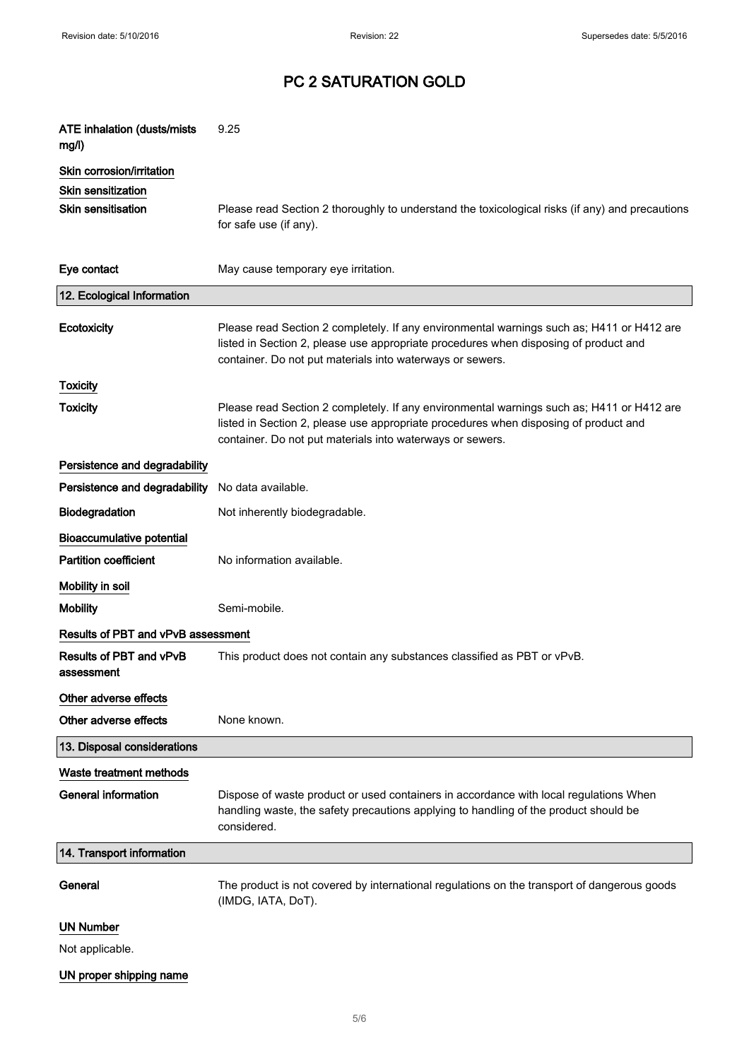# PC 2 SATURATION GOLD

**ATE inhalation (dusts/mists mg/l)** 9.25

**Skin corrosion/irritation**

**Skin sensitization**

**Skin sensitisation** Please read Section 2 thoroughly to understand the toxicological risks (if any) and precautions for safe use (if any).

**Eye contact** May cause temporary eye irritation.

## 12. Ecological Information

**Ecotoxicity** Please read Section 2 completely. If any environmental warnings such as; H411 or H412 are listed in Section 2, please use appropriate procedures when disposing of product and container. Do not put materials into waterways or sewers.

**Toxicity**

**Toxicity** Please read Section 2 completely. If any environmental warnings such as; H411 or H412 are listed in Section 2, please use appropriate procedures when disposing of product and container. Do not put materials into waterways or sewers.

**Persistence and degradability**

**Persistence and degradability** No data available.

**Biodegradation** Not inherently biodegradable.

**Bioaccumulative potential**

**Partition coefficient** No information available.

**Mobility in soil**

**Mobility** Semi-mobile.

**Results of PBT and vPvB assessment**

**Results of PBT and vPvB assessment** This product does not contain any substances classified as PBT or vPvB.

**Other adverse effects**

**Other adverse effects** None known.

## 13. Disposal considerations

**Waste treatment methods**

**General information** Dispose of waste product or used containers in accordance with local regulations When handling waste, the safety precautions applying to handling of the product should be considered.

## 14. Transport information

**General** The product is not covered by international regulations on the transport of dangerous goods (IMDG, IATA, DoT).

**UN Number**

Not applicable.

**UN proper shipping name**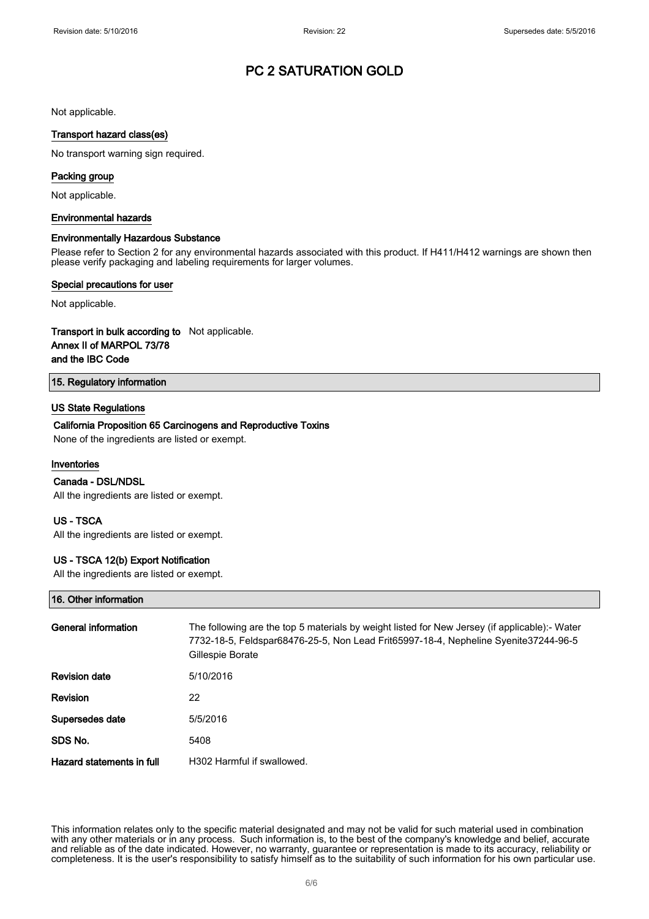# PC 2 SATURATION GOLD

Not applicable.

### Transport hazard class(es)

No transport warning sign required.

### Packing group

Not applicable.

### Environmental hazards

#### Environmentally Hazardous Substance

Please refer to Section 2 for any environmental hazards associated with this product. If H411/H412 warnings are shown then please verify packaging and labeling requirements for larger volumes.

### Special precautions for user

Not applicable.

**Transport in bulk according to Annex II of MARPOL 73/78 and the IBC Code** Not applicable.

## 15. Regulatory information

### US State Regulations

#### California Proposition 65 Carcinogens and Reproductive Toxins

None of the ingredients are listed or exempt.

### Inventories

#### Canada - DSL/NDSL

All the ingredients are listed or exempt.

#### US - TSCA

All the ingredients are listed or exempt.

#### US - TSCA 12(b) Export Notification

All the ingredients are listed or exempt.

## 16. Other information

| | |
|---|---|
| **General information** | The following are the top 5 materials by weight listed for New Jersey (if applicable):- Water 7732-18-5, Feldspar68476-25-5, Non Lead Frit65997-18-4, Nepheline Syenite37244-96-5 Gillespie Borate |
| **Revision date** | 5/10/2016 |
| **Revision** | 22 |
| **Supersedes date** | 5/5/2016 |
| **SDS No.** | 5408 |
| **Hazard statements in full** | H302 Harmful if swallowed. |

This information relates only to the specific material designated and may not be valid for such material used in combination with any other materials or in any process. Such information is, to the best of the company's knowledge and belief, accurate and reliable as of the date indicated. However, no warranty, guarantee or representation is made to its accuracy, reliability or completeness. It is the user's responsibility to satisfy himself as to the suitability of such information for his own particular use.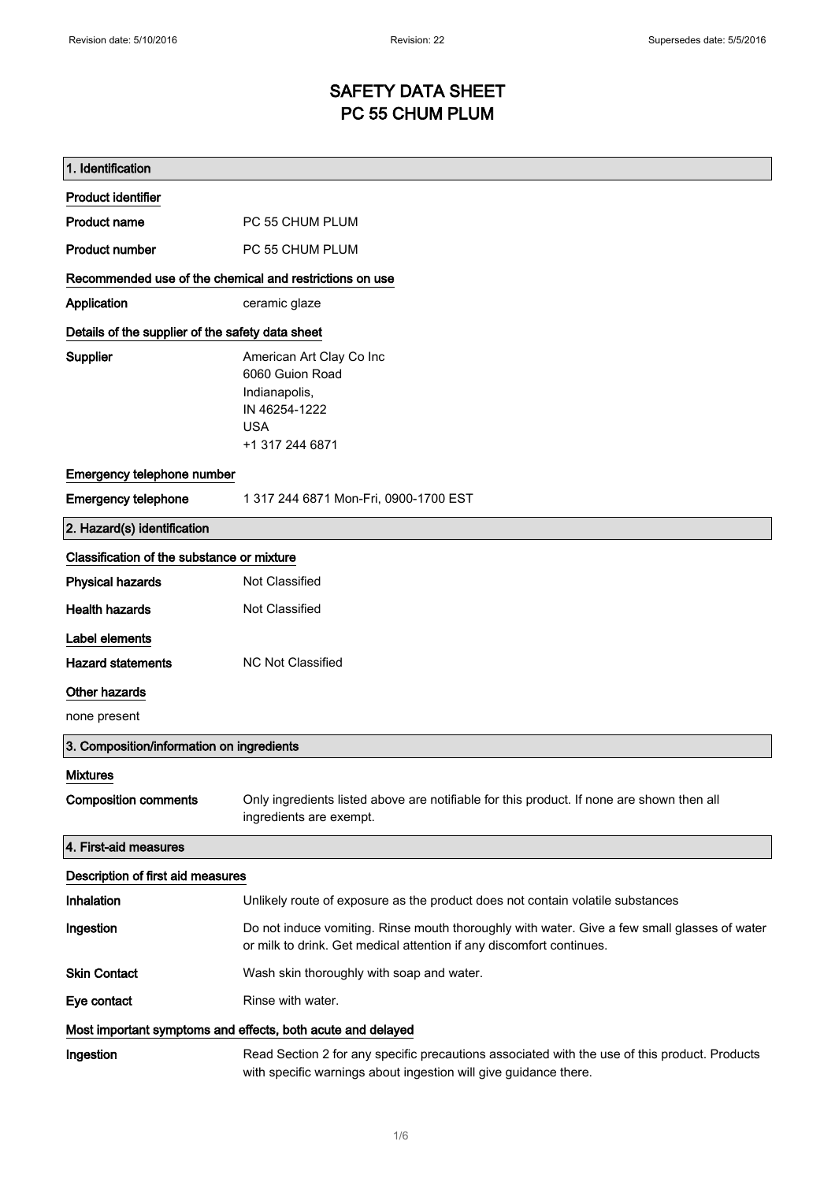# SAFETY DATA SHEET
# PC 55 CHUM PLUM

## 1. Identification

### Product identifier

| | |
|---|---|
| **Product name** | PC 55 CHUM PLUM |
| **Product number** | PC 55 CHUM PLUM |

### Recommended use of the chemical and restrictions on use

| | |
|---|---|
| **Application** | ceramic glaze |

### Details of the supplier of the safety data sheet

**Supplier**

American Art Clay Co Inc
6060 Guion Road
Indianapolis,
IN 46254-1222
USA
+1 317 244 6871

### Emergency telephone number

| | |
|---|---|
| **Emergency telephone** | 1 317 244 6871 Mon-Fri, 0900-1700 EST |

## 2. Hazard(s) identification

### Classification of the substance or mixture

| | |
|---|---|
| **Physical hazards** | Not Classified |
| **Health hazards** | Not Classified |

### Label elements

| | |
|---|---|
| **Hazard statements** | NC Not Classified |

### Other hazards

none present

## 3. Composition/information on ingredients

### Mixtures

| | |
|---|---|
| **Composition comments** | Only ingredients listed above are notifiable for this product. If none are shown then all ingredients are exempt. |

## 4. First-aid measures

### Description of first aid measures

| | |
|---|---|
| **Inhalation** | Unlikely route of exposure as the product does not contain volatile substances |
| **Ingestion** | Do not induce vomiting. Rinse mouth thoroughly with water. Give a few small glasses of water or milk to drink. Get medical attention if any discomfort continues. |
| **Skin Contact** | Wash skin thoroughly with soap and water. |
| **Eye contact** | Rinse with water. |

### Most important symptoms and effects, both acute and delayed

| | |
|---|---|
| **Ingestion** | Read Section 2 for any specific precautions associated with the use of this product. Products with specific warnings about ingestion will give guidance there. |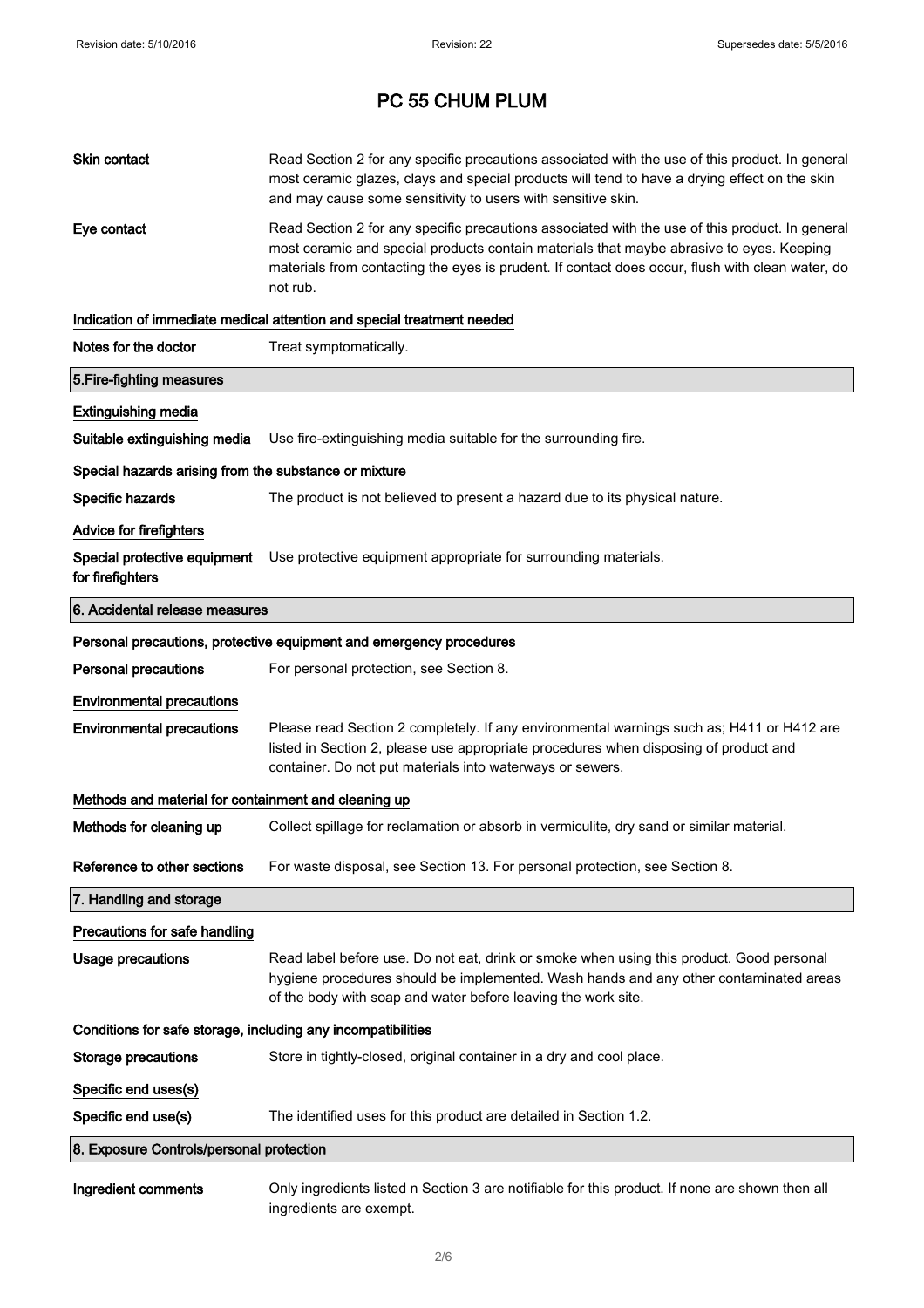# PC 55 CHUM PLUM

**Skin contact**: Read Section 2 for any specific precautions associated with the use of this product. In general most ceramic glazes, clays and special products will tend to have a drying effect on the skin and may cause some sensitivity to users with sensitive skin.

**Eye contact**: Read Section 2 for any specific precautions associated with the use of this product. In general most ceramic and special products contain materials that maybe abrasive to eyes. Keeping materials from contacting the eyes is prudent. If contact does occur, flush with clean water, do not rub.

### Indication of immediate medical attention and special treatment needed

**Notes for the doctor**: Treat symptomatically.

## 5.Fire-fighting measures

### Extinguishing media

**Suitable extinguishing media**: Use fire-extinguishing media suitable for the surrounding fire.

### Special hazards arising from the substance or mixture

**Specific hazards**: The product is not believed to present a hazard due to its physical nature.

### Advice for firefighters

**Special protective equipment for firefighters**: Use protective equipment appropriate for surrounding materials.

## 6. Accidental release measures

### Personal precautions, protective equipment and emergency procedures

**Personal precautions**: For personal protection, see Section 8.

### Environmental precautions

**Environmental precautions**: Please read Section 2 completely. If any environmental warnings such as; H411 or H412 are listed in Section 2, please use appropriate procedures when disposing of product and container. Do not put materials into waterways or sewers.

### Methods and material for containment and cleaning up

**Methods for cleaning up**: Collect spillage for reclamation or absorb in vermiculite, dry sand or similar material.

**Reference to other sections**: For waste disposal, see Section 13. For personal protection, see Section 8.

## 7. Handling and storage

### Precautions for safe handling

**Usage precautions**: Read label before use. Do not eat, drink or smoke when using this product. Good personal hygiene procedures should be implemented. Wash hands and any other contaminated areas of the body with soap and water before leaving the work site.

### Conditions for safe storage, including any incompatibilities

**Storage precautions**: Store in tightly-closed, original container in a dry and cool place.

### Specific end uses(s)

**Specific end use(s)**: The identified uses for this product are detailed in Section 1.2.

## 8. Exposure Controls/personal protection

**Ingredient comments**: Only ingredients listed n Section 3 are notifiable for this product. If none are shown then all ingredients are exempt.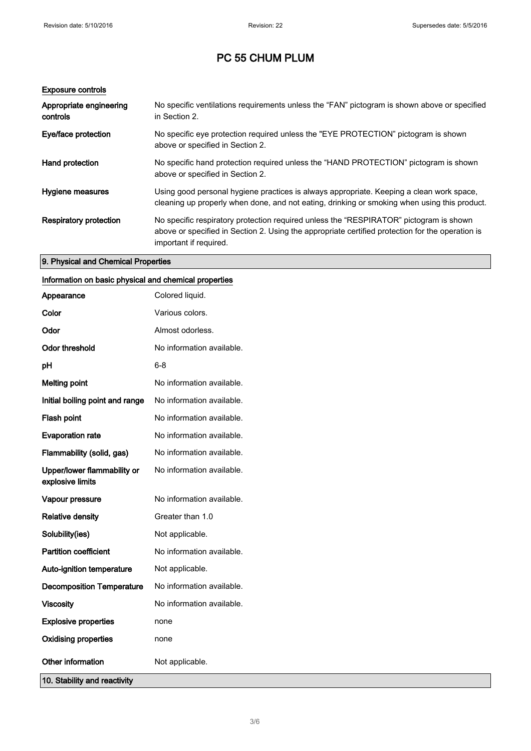# PC 55 CHUM PLUM

### Exposure controls

| | |
|---|---|
| **Appropriate engineering controls** | No specific ventilations requirements unless the "FAN" pictogram is shown above or specified in Section 2. |
| **Eye/face protection** | No specific eye protection required unless the "EYE PROTECTION" pictogram is shown above or specified in Section 2. |
| **Hand protection** | No specific hand protection required unless the "HAND PROTECTION" pictogram is shown above or specified in Section 2. |
| **Hygiene measures** | Using good personal hygiene practices is always appropriate. Keeping a clean work space, cleaning up properly when done, and not eating, drinking or smoking when using this product. |
| **Respiratory protection** | No specific respiratory protection required unless the "RESPIRATOR" pictogram is shown above or specified in Section 2. Using the appropriate certified protection for the operation is important if required. |

## 9. Physical and Chemical Properties

### Information on basic physical and chemical properties

| | |
|---|---|
| **Appearance** | Colored liquid. |
| **Color** | Various colors. |
| **Odor** | Almost odorless. |
| **Odor threshold** | No information available. |
| **pH** | 6-8 |
| **Melting point** | No information available. |
| **Initial boiling point and range** | No information available. |
| **Flash point** | No information available. |
| **Evaporation rate** | No information available. |
| **Flammability (solid, gas)** | No information available. |
| **Upper/lower flammability or explosive limits** | No information available. |
| **Vapour pressure** | No information available. |
| **Relative density** | Greater than 1.0 |
| **Solubility(ies)** | Not applicable. |
| **Partition coefficient** | No information available. |
| **Auto-ignition temperature** | Not applicable. |
| **Decomposition Temperature** | No information available. |
| **Viscosity** | No information available. |
| **Explosive properties** | none |
| **Oxidising properties** | none |
| **Other information** | Not applicable. |

## 10. Stability and reactivity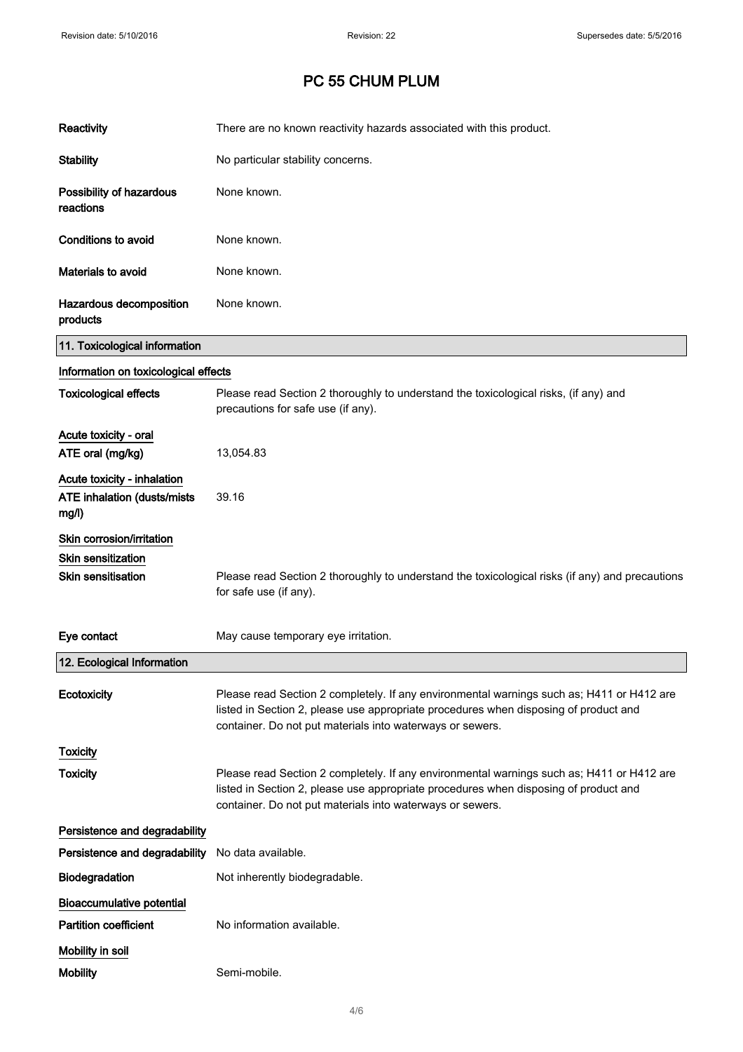# PC 55 CHUM PLUM

| | |
|---|---|
| **Reactivity** | There are no known reactivity hazards associated with this product. |
| **Stability** | No particular stability concerns. |
| **Possibility of hazardous reactions** | None known. |
| **Conditions to avoid** | None known. |
| **Materials to avoid** | None known. |
| **Hazardous decomposition products** | None known. |

## 11. Toxicological information

**Information on toxicological effects**

| | |
|---|---|
| **Toxicological effects** | Please read Section 2 thoroughly to understand the toxicological risks, (if any) and precautions for safe use (if any). |

**Acute toxicity - oral**

| | |
|---|---|
| **ATE oral (mg/kg)** | 13,054.83 |

**Acute toxicity - inhalation**

| | |
|---|---|
| **ATE inhalation (dusts/mists mg/l)** | 39.16 |

**Skin corrosion/irritation**

**Skin sensitization**

| | |
|---|---|
| **Skin sensitisation** | Please read Section 2 thoroughly to understand the toxicological risks (if any) and precautions for safe use (if any). |
| **Eye contact** | May cause temporary eye irritation. |

## 12. Ecological Information

| | |
|---|---|
| **Ecotoxicity** | Please read Section 2 completely. If any environmental warnings such as; H411 or H412 are listed in Section 2, please use appropriate procedures when disposing of product and container. Do not put materials into waterways or sewers. |

**Toxicity**

| | |
|---|---|
| **Toxicity** | Please read Section 2 completely. If any environmental warnings such as; H411 or H412 are listed in Section 2, please use appropriate procedures when disposing of product and container. Do not put materials into waterways or sewers. |

**Persistence and degradability**

| | |
|---|---|
| **Persistence and degradability** | No data available. |
| **Biodegradation** | Not inherently biodegradable. |

**Bioaccumulative potential**

| | |
|---|---|
| **Partition coefficient** | No information available. |

**Mobility in soil**

| | |
|---|---|
| **Mobility** | Semi-mobile. |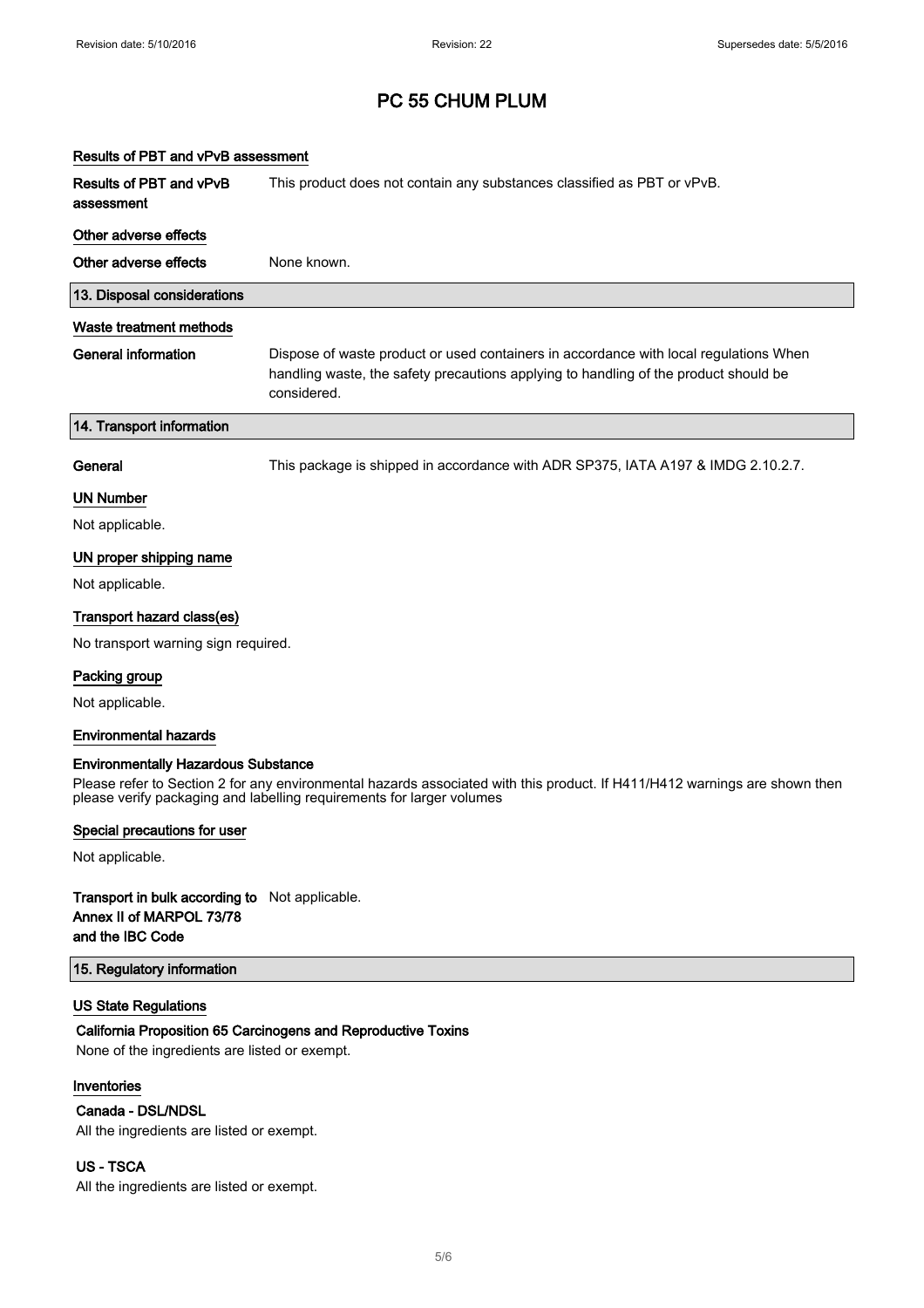# PC 55 CHUM PLUM

### Results of PBT and vPvB assessment

**Results of PBT and vPvB assessment** This product does not contain any substances classified as PBT or vPvB.

### Other adverse effects

**Other adverse effects** None known.

## 13. Disposal considerations

### Waste treatment methods

**General information** Dispose of waste product or used containers in accordance with local regulations When handling waste, the safety precautions applying to handling of the product should be considered.

## 14. Transport information

**General** This package is shipped in accordance with ADR SP375, IATA A197 & IMDG 2.10.2.7.

### UN Number

Not applicable.

### UN proper shipping name

Not applicable.

### Transport hazard class(es)

No transport warning sign required.

### Packing group

Not applicable.

### Environmental hazards

**Environmentally Hazardous Substance**

Please refer to Section 2 for any environmental hazards associated with this product. If H411/H412 warnings are shown then please verify packaging and labelling requirements for larger volumes

### Special precautions for user

Not applicable.

**Transport in bulk according to Annex II of MARPOL 73/78 and the IBC Code** Not applicable.

## 15. Regulatory information

### US State Regulations

**California Proposition 65 Carcinogens and Reproductive Toxins**

None of the ingredients are listed or exempt.

### Inventories

**Canada - DSL/NDSL**

All the ingredients are listed or exempt.

**US - TSCA**

All the ingredients are listed or exempt.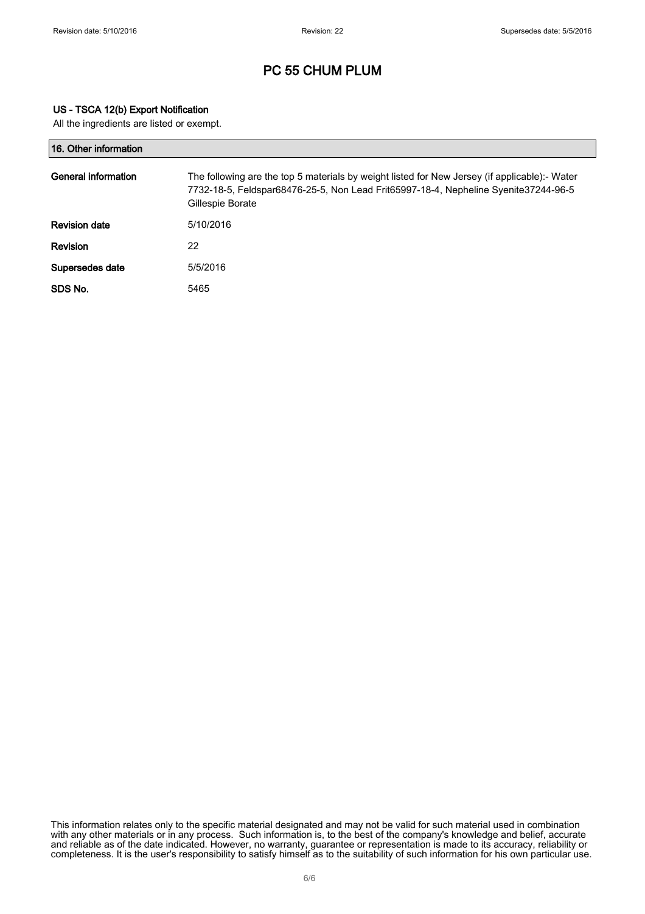# PC 55 CHUM PLUM

### US - TSCA 12(b) Export Notification

All the ingredients are listed or exempt.

## 16. Other information

| | |
|---|---|
| **General information** | The following are the top 5 materials by weight listed for New Jersey (if applicable):- Water 7732-18-5, Feldspar68476-25-5, Non Lead Frit65997-18-4, Nepheline Syenite37244-96-5 Gillespie Borate |
| **Revision date** | 5/10/2016 |
| **Revision** | 22 |
| **Supersedes date** | 5/5/2016 |
| **SDS No.** | 5465 |

This information relates only to the specific material designated and may not be valid for such material used in combination with any other materials or in any process. Such information is, to the best of the company's knowledge and belief, accurate and reliable as of the date indicated. However, no warranty, guarantee or representation is made to its accuracy, reliability or completeness. It is the user's responsibility to satisfy himself as to the suitability of such information for his own particular use.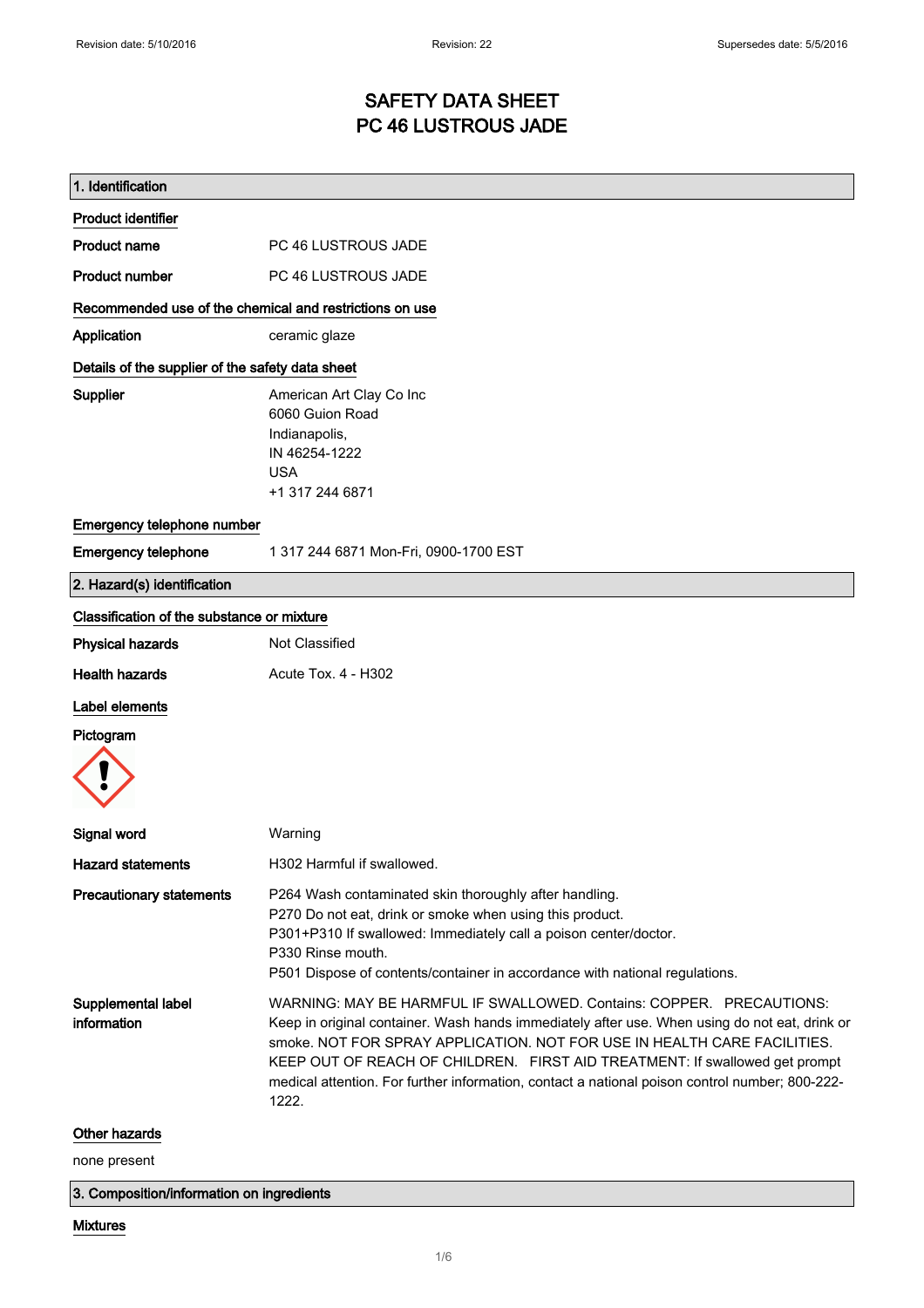# SAFETY DATA SHEET
# PC 46 LUSTROUS JADE

## 1. Identification

**Product identifier**

| | |
|---|---|
| **Product name** | PC 46 LUSTROUS JADE |
| **Product number** | PC 46 LUSTROUS JADE |

**Recommended use of the chemical and restrictions on use**

| | |
|---|---|
| **Application** | ceramic glaze |

**Details of the supplier of the safety data sheet**

| | |
|---|---|
| **Supplier** | American Art Clay Co Inc<br>6060 Guion Road<br>Indianapolis,<br>IN 46254-1222<br>USA<br>+1 317 244 6871 |

**Emergency telephone number**

| | |
|---|---|
| **Emergency telephone** | 1 317 244 6871 Mon-Fri, 0900-1700 EST |

## 2. Hazard(s) identification

**Classification of the substance or mixture**

| | |
|---|---|
| **Physical hazards** | Not Classified |
| **Health hazards** | Acute Tox. 4 - H302 |

**Label elements**

**Pictogram**

| | |
|---|---|
| **Signal word** | Warning |
| **Hazard statements** | H302 Harmful if swallowed. |
| **Precautionary statements** | P264 Wash contaminated skin thoroughly after handling.<br>P270 Do not eat, drink or smoke when using this product.<br>P301+P310 If swallowed: Immediately call a poison center/doctor.<br>P330 Rinse mouth.<br>P501 Dispose of contents/container in accordance with national regulations. |
| **Supplemental label information** | WARNING: MAY BE HARMFUL IF SWALLOWED. Contains: COPPER. PRECAUTIONS: Keep in original container. Wash hands immediately after use. When using do not eat, drink or smoke. NOT FOR SPRAY APPLICATION. NOT FOR USE IN HEALTH CARE FACILITIES. KEEP OUT OF REACH OF CHILDREN. FIRST AID TREATMENT: If swallowed get prompt medical attention. For further information, contact a national poison control number; 800-222-1222. |

**Other hazards**

none present

## 3. Composition/information on ingredients

**Mixtures**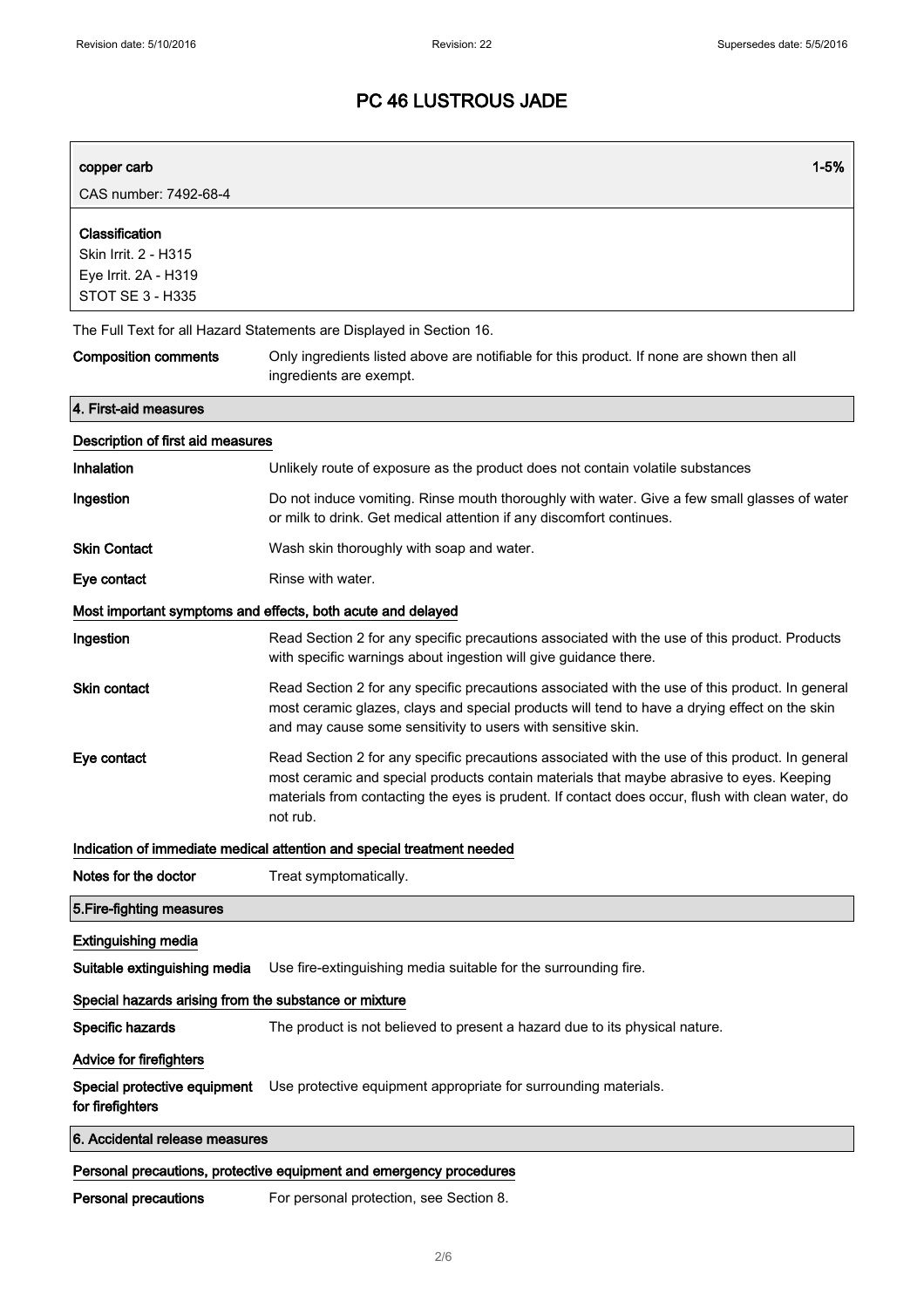# PC 46 LUSTROUS JADE

| copper carb | 1-5% |
|---|---|
| CAS number: 7492-68-4 | |
| **Classification**<br>Skin Irrit. 2 - H315<br>Eye Irrit. 2A - H319<br>STOT SE 3 - H335 | |

The Full Text for all Hazard Statements are Displayed in Section 16.

**Composition comments** Only ingredients listed above are notifiable for this product. If none are shown then all ingredients are exempt.

## 4. First-aid measures

### Description of first aid measures

**Inhalation** Unlikely route of exposure as the product does not contain volatile substances

**Ingestion** Do not induce vomiting. Rinse mouth thoroughly with water. Give a few small glasses of water or milk to drink. Get medical attention if any discomfort continues.

**Skin Contact** Wash skin thoroughly with soap and water.

**Eye contact** Rinse with water.

### Most important symptoms and effects, both acute and delayed

**Ingestion** Read Section 2 for any specific precautions associated with the use of this product. Products with specific warnings about ingestion will give guidance there.

**Skin contact** Read Section 2 for any specific precautions associated with the use of this product. In general most ceramic glazes, clays and special products will tend to have a drying effect on the skin and may cause some sensitivity to users with sensitive skin.

**Eye contact** Read Section 2 for any specific precautions associated with the use of this product. In general most ceramic and special products contain materials that maybe abrasive to eyes. Keeping materials from contacting the eyes is prudent. If contact does occur, flush with clean water, do not rub.

### Indication of immediate medical attention and special treatment needed

**Notes for the doctor** Treat symptomatically.

## 5.Fire-fighting measures

### Extinguishing media

**Suitable extinguishing media** Use fire-extinguishing media suitable for the surrounding fire.

### Special hazards arising from the substance or mixture

**Specific hazards** The product is not believed to present a hazard due to its physical nature.

### Advice for firefighters

**Special protective equipment for firefighters** Use protective equipment appropriate for surrounding materials.

## 6. Accidental release measures

### Personal precautions, protective equipment and emergency procedures

**Personal precautions** For personal protection, see Section 8.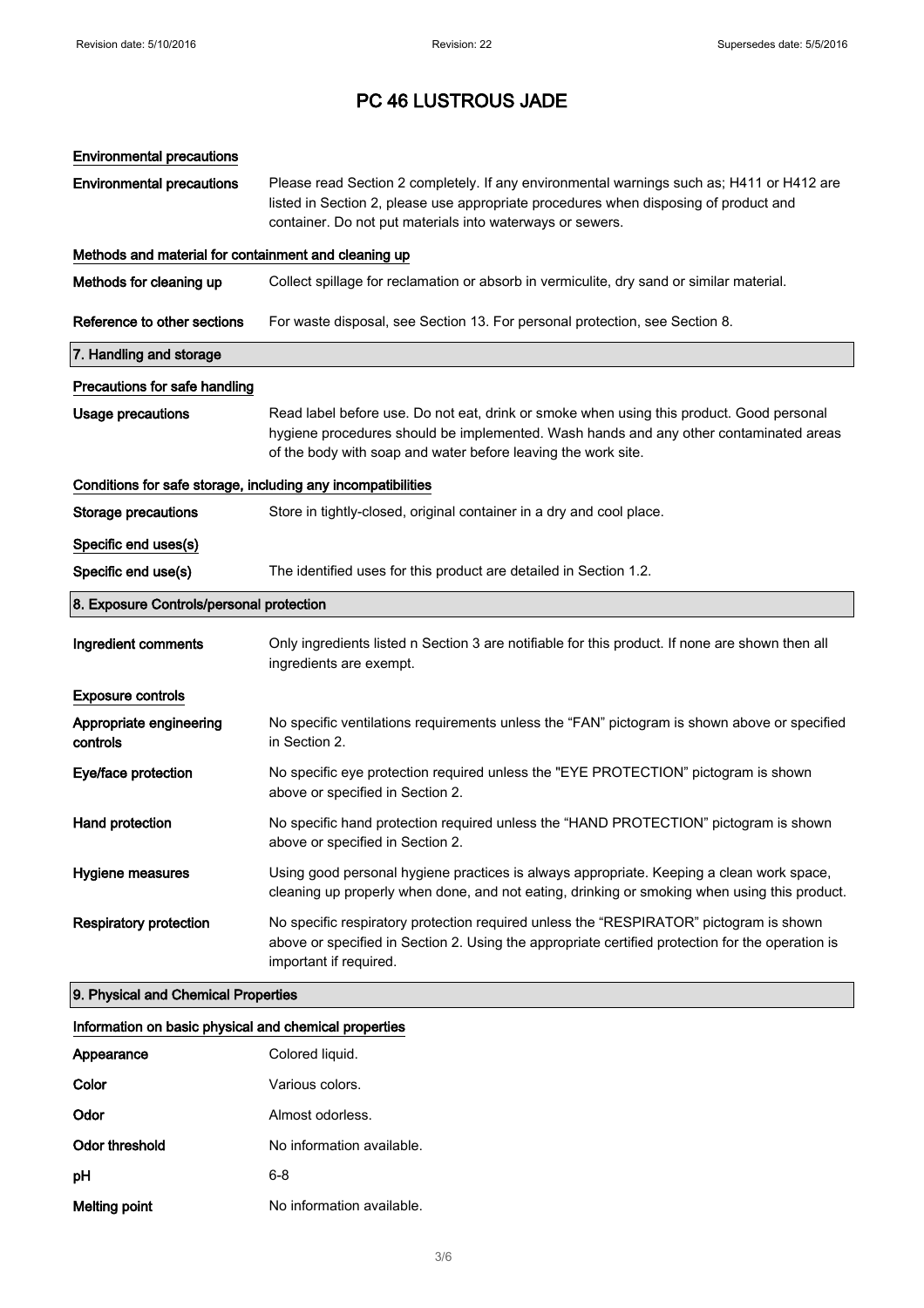# PC 46 LUSTROUS JADE

### Environmental precautions

| | |
|---|---|
| Environmental precautions | Please read Section 2 completely. If any environmental warnings such as; H411 or H412 are listed in Section 2, please use appropriate procedures when disposing of product and container. Do not put materials into waterways or sewers. |

### Methods and material for containment and cleaning up

| | |
|---|---|
| Methods for cleaning up | Collect spillage for reclamation or absorb in vermiculite, dry sand or similar material. |
| Reference to other sections | For waste disposal, see Section 13. For personal protection, see Section 8. |

## 7. Handling and storage

### Precautions for safe handling

| | |
|---|---|
| Usage precautions | Read label before use. Do not eat, drink or smoke when using this product. Good personal hygiene procedures should be implemented. Wash hands and any other contaminated areas of the body with soap and water before leaving the work site. |

### Conditions for safe storage, including any incompatibilities

| | |
|---|---|
| Storage precautions | Store in tightly-closed, original container in a dry and cool place. |

### Specific end uses(s)

| | |
|---|---|
| Specific end use(s) | The identified uses for this product are detailed in Section 1.2. |

## 8. Exposure Controls/personal protection

| | |
|---|---|
| Ingredient comments | Only ingredients listed n Section 3 are notifiable for this product. If none are shown then all ingredients are exempt. |

### Exposure controls

| | |
|---|---|
| Appropriate engineering controls | No specific ventilations requirements unless the “FAN” pictogram is shown above or specified in Section 2. |
| Eye/face protection | No specific eye protection required unless the "EYE PROTECTION” pictogram is shown above or specified in Section 2. |
| Hand protection | No specific hand protection required unless the “HAND PROTECTION” pictogram is shown above or specified in Section 2. |
| Hygiene measures | Using good personal hygiene practices is always appropriate. Keeping a clean work space, cleaning up properly when done, and not eating, drinking or smoking when using this product. |
| Respiratory protection | No specific respiratory protection required unless the “RESPIRATOR” pictogram is shown above or specified in Section 2. Using the appropriate certified protection for the operation is important if required. |

## 9. Physical and Chemical Properties

### Information on basic physical and chemical properties

| | |
|---|---|
| Appearance | Colored liquid. |
| Color | Various colors. |
| Odor | Almost odorless. |
| Odor threshold | No information available. |
| pH | 6-8 |
| Melting point | No information available. |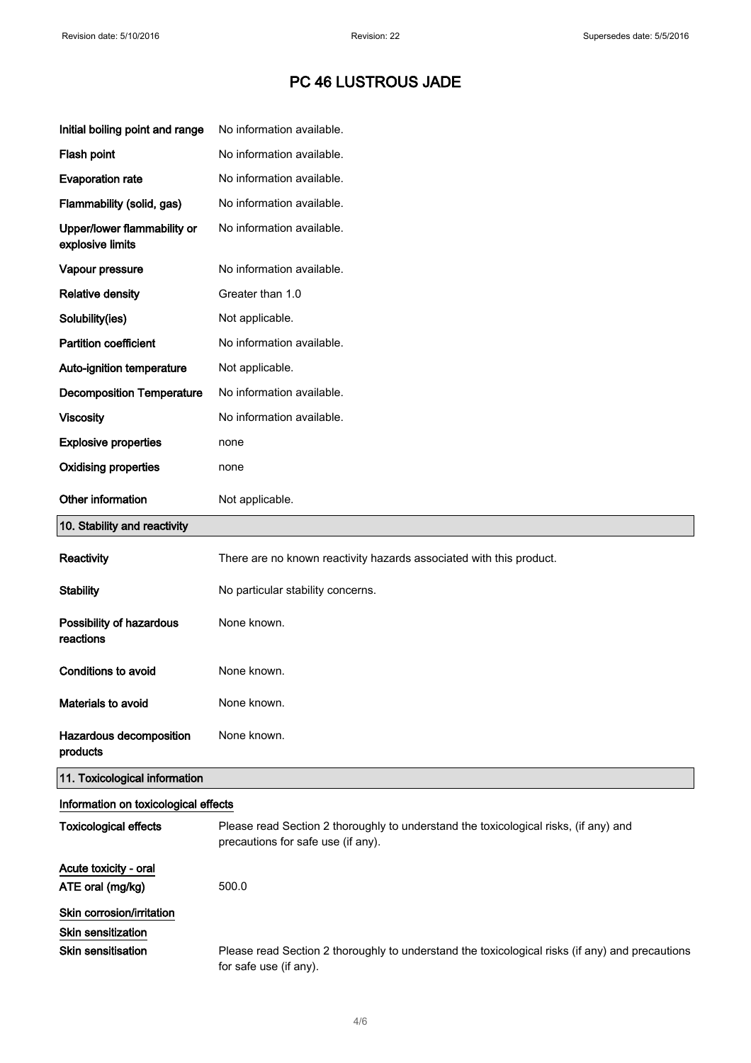# PC 46 LUSTROUS JADE

| | |
|---|---|
| **Initial boiling point and range** | No information available. |
| **Flash point** | No information available. |
| **Evaporation rate** | No information available. |
| **Flammability (solid, gas)** | No information available. |
| **Upper/lower flammability or explosive limits** | No information available. |
| **Vapour pressure** | No information available. |
| **Relative density** | Greater than 1.0 |
| **Solubility(ies)** | Not applicable. |
| **Partition coefficient** | No information available. |
| **Auto-ignition temperature** | Not applicable. |
| **Decomposition Temperature** | No information available. |
| **Viscosity** | No information available. |
| **Explosive properties** | none |
| **Oxidising properties** | none |
| **Other information** | Not applicable. |

## 10. Stability and reactivity

| | |
|---|---|
| **Reactivity** | There are no known reactivity hazards associated with this product. |
| **Stability** | No particular stability concerns. |
| **Possibility of hazardous reactions** | None known. |
| **Conditions to avoid** | None known. |
| **Materials to avoid** | None known. |
| **Hazardous decomposition products** | None known. |

## 11. Toxicological information

**Information on toxicological effects**

| | |
|---|---|
| **Toxicological effects** | Please read Section 2 thoroughly to understand the toxicological risks, (if any) and precautions for safe use (if any). |

**Acute toxicity - oral**

| | |
|---|---|
| **ATE oral (mg/kg)** | 500.0 |

**Skin corrosion/irritation**

**Skin sensitization**

| | |
|---|---|
| **Skin sensitisation** | Please read Section 2 thoroughly to understand the toxicological risks (if any) and precautions for safe use (if any). |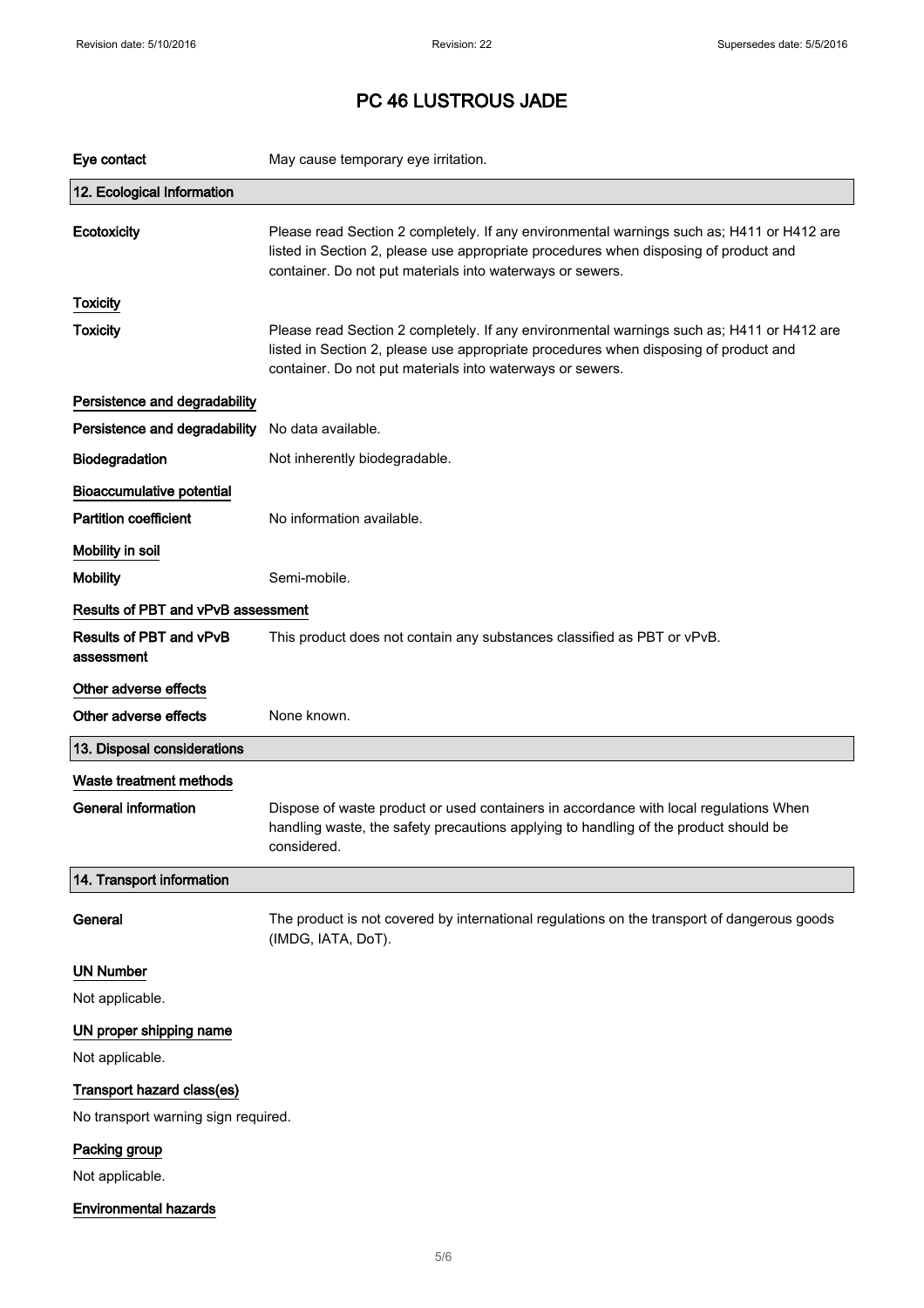# PC 46 LUSTROUS JADE

| | |
|---|---|
| **Eye contact** | May cause temporary eye irritation. |

## 12. Ecological Information

| | |
|---|---|
| **Ecotoxicity** | Please read Section 2 completely. If any environmental warnings such as; H411 or H412 are listed in Section 2, please use appropriate procedures when disposing of product and container. Do not put materials into waterways or sewers. |

### Toxicity

| | |
|---|---|
| **Toxicity** | Please read Section 2 completely. If any environmental warnings such as; H411 or H412 are listed in Section 2, please use appropriate procedures when disposing of product and container. Do not put materials into waterways or sewers. |

### Persistence and degradability

| | |
|---|---|
| **Persistence and degradability** | No data available. |
| **Biodegradation** | Not inherently biodegradable. |

### Bioaccumulative potential

| | |
|---|---|
| **Partition coefficient** | No information available. |

### Mobility in soil

| | |
|---|---|
| **Mobility** | Semi-mobile. |

### Results of PBT and vPvB assessment

| | |
|---|---|
| **Results of PBT and vPvB assessment** | This product does not contain any substances classified as PBT or vPvB. |

### Other adverse effects

| | |
|---|---|
| **Other adverse effects** | None known. |

## 13. Disposal considerations

### Waste treatment methods

| | |
|---|---|
| **General information** | Dispose of waste product or used containers in accordance with local regulations When handling waste, the safety precautions applying to handling of the product should be considered. |

## 14. Transport information

| | |
|---|---|
| **General** | The product is not covered by international regulations on the transport of dangerous goods (IMDG, IATA, DoT). |

### UN Number

Not applicable.

### UN proper shipping name

Not applicable.

### Transport hazard class(es)

No transport warning sign required.

### Packing group

Not applicable.

### Environmental hazards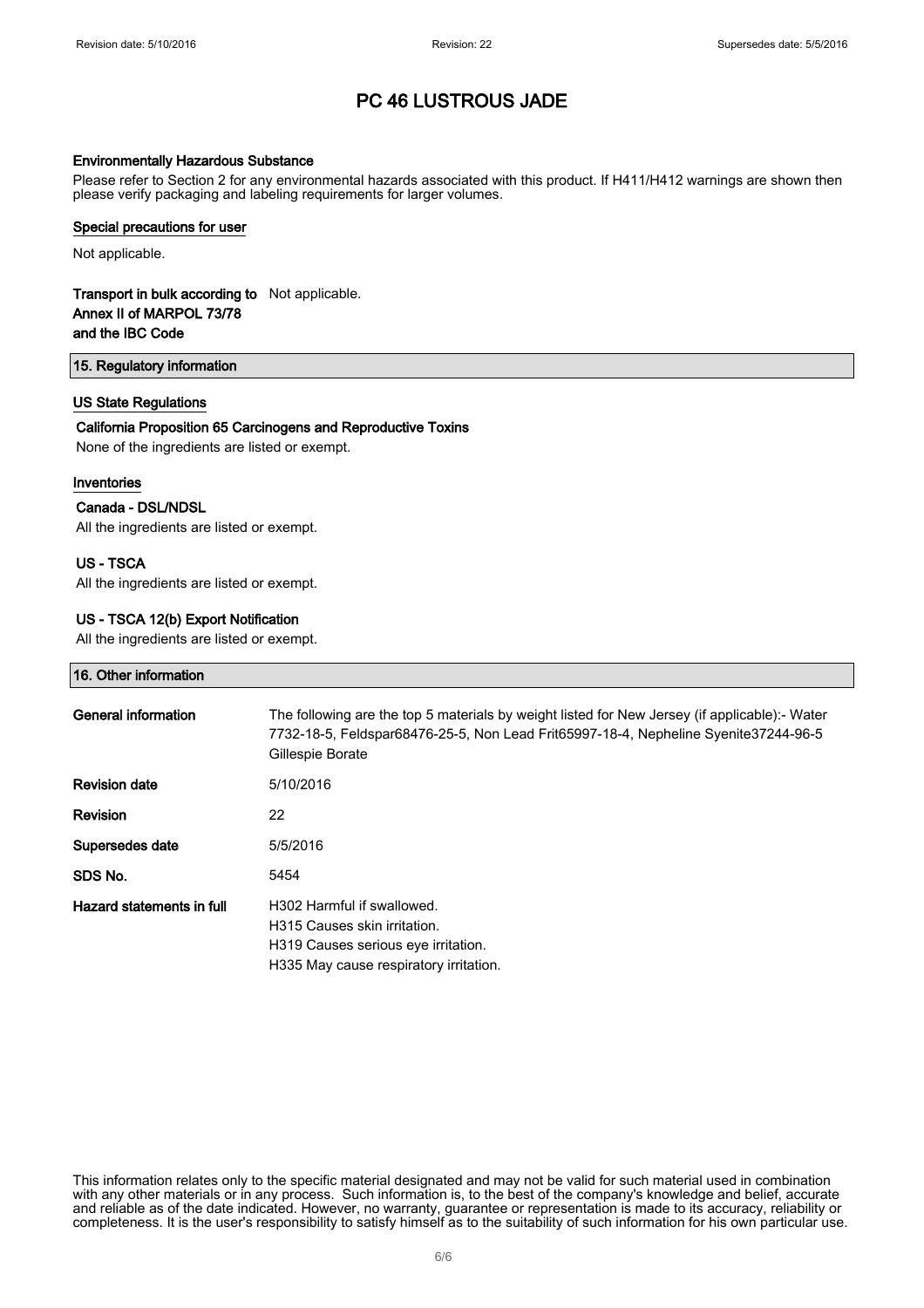# PC 46 LUSTROUS JADE

**Environmentally Hazardous Substance**

Please refer to Section 2 for any environmental hazards associated with this product. If H411/H412 warnings are shown then please verify packaging and labeling requirements for larger volumes.

**Special precautions for user**

Not applicable.

**Transport in bulk according to Annex II of MARPOL 73/78 and the IBC Code** Not applicable.

## 15. Regulatory information

**US State Regulations**

**California Proposition 65 Carcinogens and Reproductive Toxins**

None of the ingredients are listed or exempt.

**Inventories**

**Canada - DSL/NDSL**

All the ingredients are listed or exempt.

**US - TSCA**

All the ingredients are listed or exempt.

**US - TSCA 12(b) Export Notification**

All the ingredients are listed or exempt.

## 16. Other information

| | |
|---|---|
| **General information** | The following are the top 5 materials by weight listed for New Jersey (if applicable):- Water 7732-18-5, Feldspar68476-25-5, Non Lead Frit65997-18-4, Nepheline Syenite37244-96-5 Gillespie Borate |
| **Revision date** | 5/10/2016 |
| **Revision** | 22 |
| **Supersedes date** | 5/5/2016 |
| **SDS No.** | 5454 |
| **Hazard statements in full** | H302 Harmful if swallowed.<br>H315 Causes skin irritation.<br>H319 Causes serious eye irritation.<br>H335 May cause respiratory irritation. |

This information relates only to the specific material designated and may not be valid for such material used in combination with any other materials or in any process. Such information is, to the best of the company's knowledge and belief, accurate and reliable as of the date indicated. However, no warranty, guarantee or representation is made to its accuracy, reliability or completeness. It is the user's responsibility to satisfy himself as to the suitability of such information for his own particular use.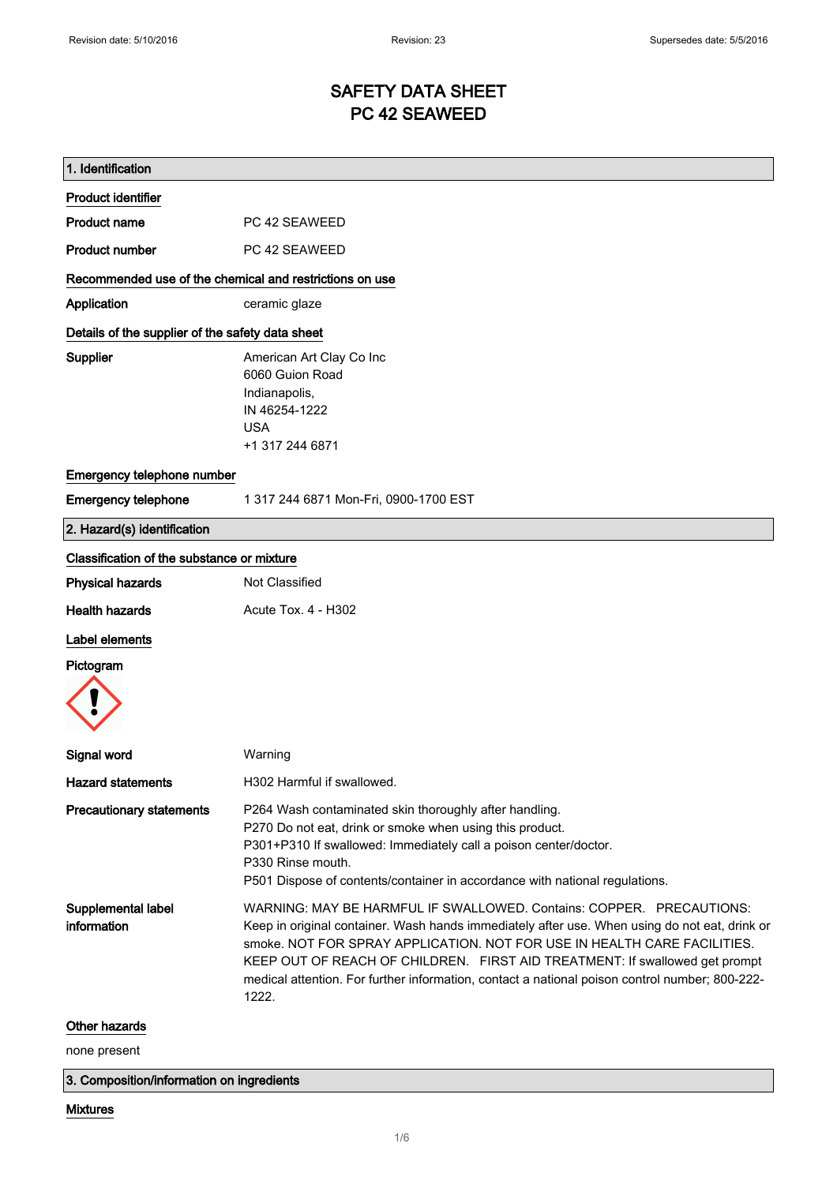# SAFETY DATA SHEET
# PC 42 SEAWEED

## 1. Identification

**Product identifier**

| | |
|---|---|
| **Product name** | PC 42 SEAWEED |
| **Product number** | PC 42 SEAWEED |

**Recommended use of the chemical and restrictions on use**

| | |
|---|---|
| **Application** | ceramic glaze |

**Details of the supplier of the safety data sheet**

| | |
|---|---|
| **Supplier** | American Art Clay Co Inc<br>6060 Guion Road<br>Indianapolis,<br>IN 46254-1222<br>USA<br>+1 317 244 6871 |

**Emergency telephone number**

| | |
|---|---|
| **Emergency telephone** | 1 317 244 6871 Mon-Fri, 0900-1700 EST |

## 2. Hazard(s) identification

**Classification of the substance or mixture**

| | |
|---|---|
| **Physical hazards** | Not Classified |
| **Health hazards** | Acute Tox. 4 - H302 |

**Label elements**

**Pictogram**

| | |
|---|---|
| **Signal word** | Warning |
| **Hazard statements** | H302 Harmful if swallowed. |
| **Precautionary statements** | P264 Wash contaminated skin thoroughly after handling.<br>P270 Do not eat, drink or smoke when using this product.<br>P301+P310 If swallowed: Immediately call a poison center/doctor.<br>P330 Rinse mouth.<br>P501 Dispose of contents/container in accordance with national regulations. |
| **Supplemental label information** | WARNING: MAY BE HARMFUL IF SWALLOWED. Contains: COPPER. PRECAUTIONS: Keep in original container. Wash hands immediately after use. When using do not eat, drink or smoke. NOT FOR SPRAY APPLICATION. NOT FOR USE IN HEALTH CARE FACILITIES. KEEP OUT OF REACH OF CHILDREN. FIRST AID TREATMENT: If swallowed get prompt medical attention. For further information, contact a national poison control number; 800-222-1222. |

**Other hazards**

none present

## 3. Composition/information on ingredients

**Mixtures**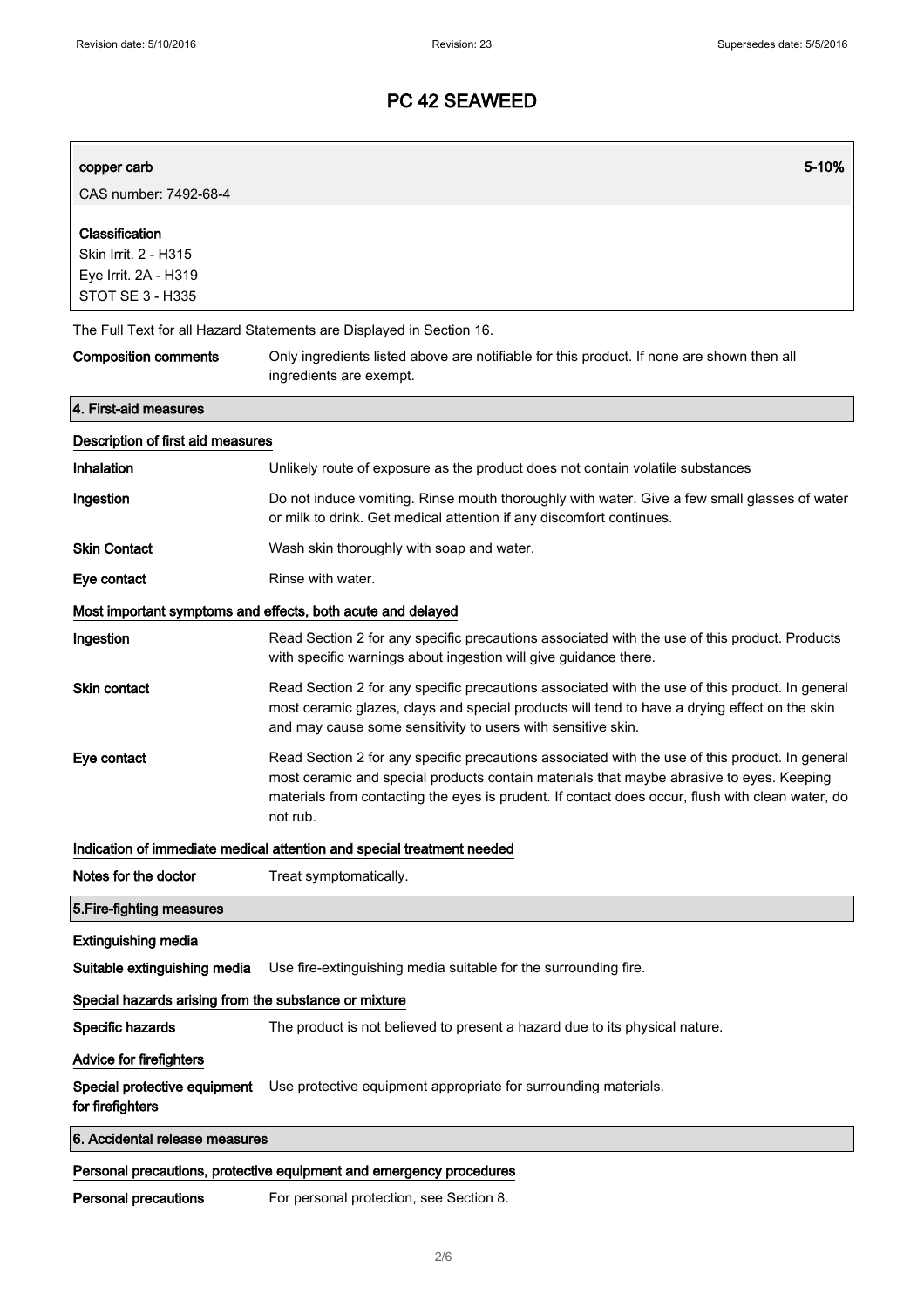# PC 42 SEAWEED

| **copper carb** | **5-10%** |
|---|---|
| CAS number: 7492-68-4 | |
| **Classification**<br>Skin Irrit. 2 - H315<br>Eye Irrit. 2A - H319<br>STOT SE 3 - H335 | |

The Full Text for all Hazard Statements are Displayed in Section 16.

**Composition comments** Only ingredients listed above are notifiable for this product. If none are shown then all ingredients are exempt.

## 4. First-aid measures

### Description of first aid measures

**Inhalation** Unlikely route of exposure as the product does not contain volatile substances

**Ingestion** Do not induce vomiting. Rinse mouth thoroughly with water. Give a few small glasses of water or milk to drink. Get medical attention if any discomfort continues.

**Skin Contact** Wash skin thoroughly with soap and water.

**Eye contact** Rinse with water.

### Most important symptoms and effects, both acute and delayed

**Ingestion** Read Section 2 for any specific precautions associated with the use of this product. Products with specific warnings about ingestion will give guidance there.

**Skin contact** Read Section 2 for any specific precautions associated with the use of this product. In general most ceramic glazes, clays and special products will tend to have a drying effect on the skin and may cause some sensitivity to users with sensitive skin.

**Eye contact** Read Section 2 for any specific precautions associated with the use of this product. In general most ceramic and special products contain materials that maybe abrasive to eyes. Keeping materials from contacting the eyes is prudent. If contact does occur, flush with clean water, do not rub.

### Indication of immediate medical attention and special treatment needed

**Notes for the doctor** Treat symptomatically.

## 5.Fire-fighting measures

### Extinguishing media

**Suitable extinguishing media** Use fire-extinguishing media suitable for the surrounding fire.

### Special hazards arising from the substance or mixture

**Specific hazards** The product is not believed to present a hazard due to its physical nature.

### Advice for firefighters

**Special protective equipment for firefighters** Use protective equipment appropriate for surrounding materials.

## 6. Accidental release measures

### Personal precautions, protective equipment and emergency procedures

**Personal precautions** For personal protection, see Section 8.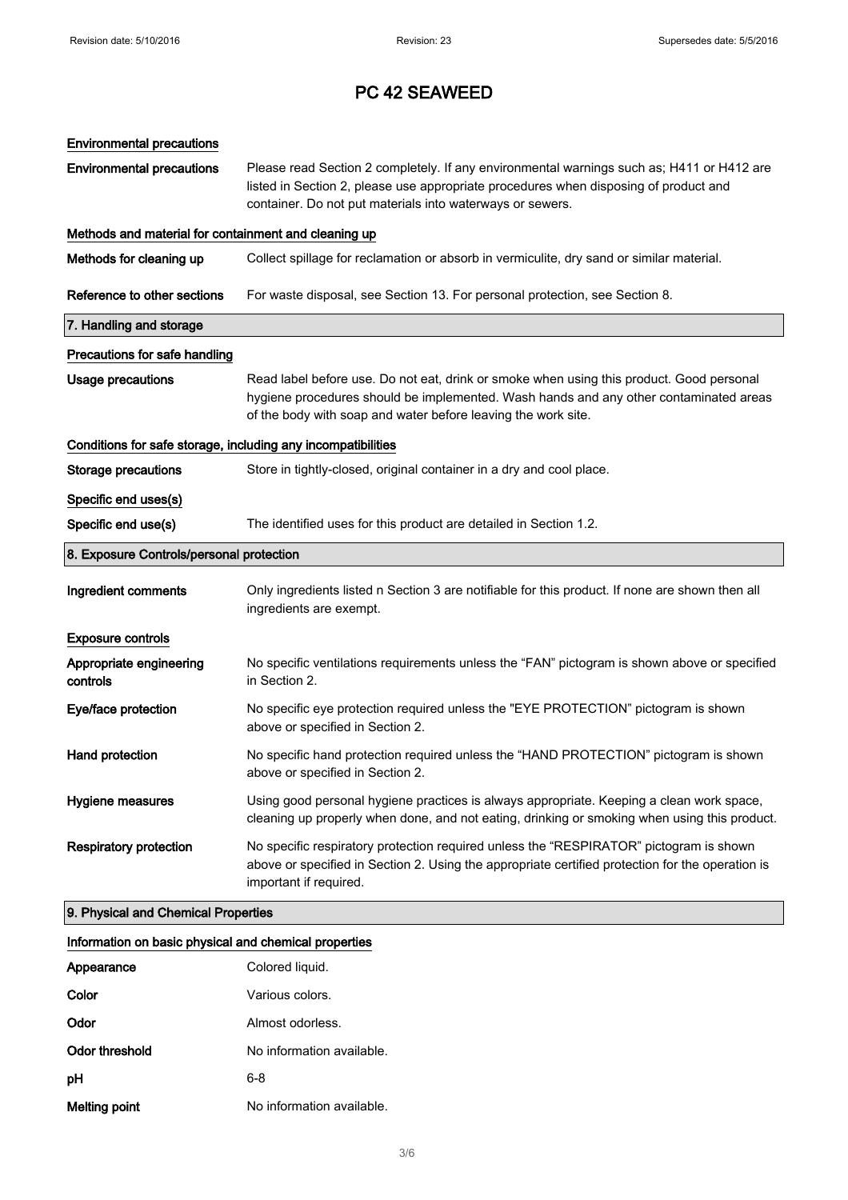# PC 42 SEAWEED

### Environmental precautions

| | |
|---|---|
| **Environmental precautions** | Please read Section 2 completely. If any environmental warnings such as; H411 or H412 are listed in Section 2, please use appropriate procedures when disposing of product and container. Do not put materials into waterways or sewers. |

### Methods and material for containment and cleaning up

| | |
|---|---|
| **Methods for cleaning up** | Collect spillage for reclamation or absorb in vermiculite, dry sand or similar material. |
| **Reference to other sections** | For waste disposal, see Section 13. For personal protection, see Section 8. |

## 7. Handling and storage

### Precautions for safe handling

| | |
|---|---|
| **Usage precautions** | Read label before use. Do not eat, drink or smoke when using this product. Good personal hygiene procedures should be implemented. Wash hands and any other contaminated areas of the body with soap and water before leaving the work site. |

### Conditions for safe storage, including any incompatibilities

| | |
|---|---|
| **Storage precautions** | Store in tightly-closed, original container in a dry and cool place. |

### Specific end uses(s)

| | |
|---|---|
| **Specific end use(s)** | The identified uses for this product are detailed in Section 1.2. |

## 8. Exposure Controls/personal protection

| | |
|---|---|
| **Ingredient comments** | Only ingredients listed n Section 3 are notifiable for this product. If none are shown then all ingredients are exempt. |

### Exposure controls

| | |
|---|---|
| **Appropriate engineering controls** | No specific ventilations requirements unless the "FAN" pictogram is shown above or specified in Section 2. |
| **Eye/face protection** | No specific eye protection required unless the "EYE PROTECTION" pictogram is shown above or specified in Section 2. |
| **Hand protection** | No specific hand protection required unless the "HAND PROTECTION" pictogram is shown above or specified in Section 2. |
| **Hygiene measures** | Using good personal hygiene practices is always appropriate. Keeping a clean work space, cleaning up properly when done, and not eating, drinking or smoking when using this product. |
| **Respiratory protection** | No specific respiratory protection required unless the "RESPIRATOR" pictogram is shown above or specified in Section 2. Using the appropriate certified protection for the operation is important if required. |

## 9. Physical and Chemical Properties

### Information on basic physical and chemical properties

| | |
|---|---|
| **Appearance** | Colored liquid. |
| **Color** | Various colors. |
| **Odor** | Almost odorless. |
| **Odor threshold** | No information available. |
| **pH** | 6-8 |
| **Melting point** | No information available. |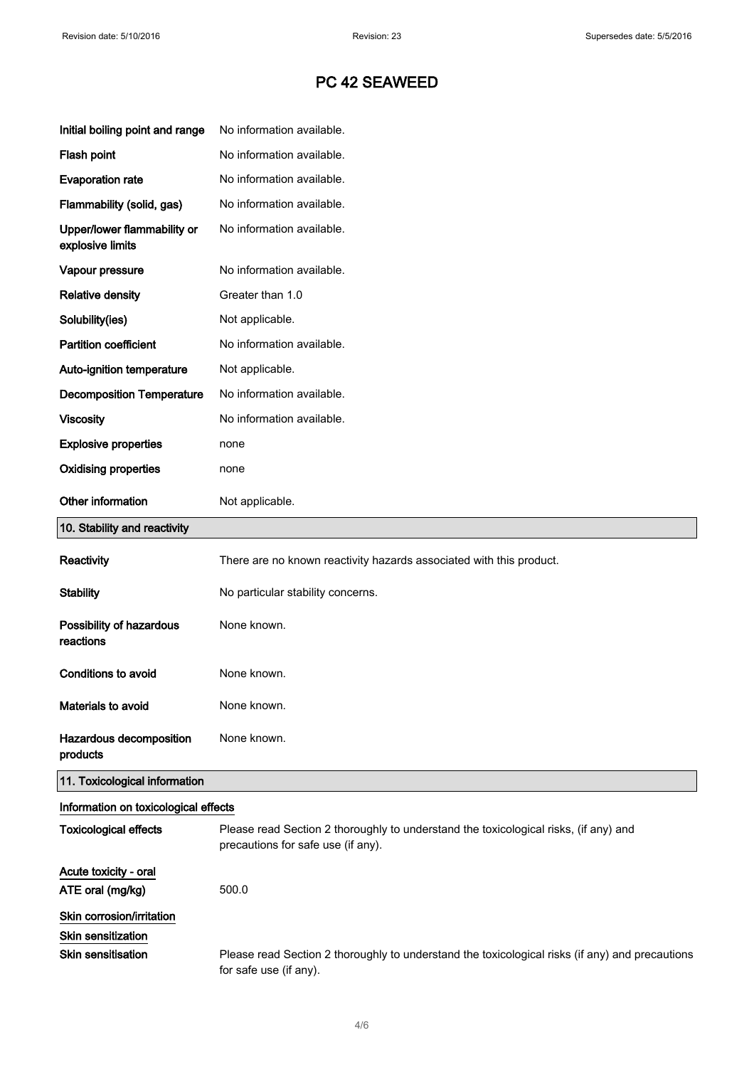# PC 42 SEAWEED

| | |
|---|---|
| **Initial boiling point and range** | No information available. |
| **Flash point** | No information available. |
| **Evaporation rate** | No information available. |
| **Flammability (solid, gas)** | No information available. |
| **Upper/lower flammability or explosive limits** | No information available. |
| **Vapour pressure** | No information available. |
| **Relative density** | Greater than 1.0 |
| **Solubility(ies)** | Not applicable. |
| **Partition coefficient** | No information available. |
| **Auto-ignition temperature** | Not applicable. |
| **Decomposition Temperature** | No information available. |
| **Viscosity** | No information available. |
| **Explosive properties** | none |
| **Oxidising properties** | none |
| **Other information** | Not applicable. |

## 10. Stability and reactivity

| | |
|---|---|
| **Reactivity** | There are no known reactivity hazards associated with this product. |
| **Stability** | No particular stability concerns. |
| **Possibility of hazardous reactions** | None known. |
| **Conditions to avoid** | None known. |
| **Materials to avoid** | None known. |
| **Hazardous decomposition products** | None known. |

## 11. Toxicological information

**Information on toxicological effects**

| | |
|---|---|
| **Toxicological effects** | Please read Section 2 thoroughly to understand the toxicological risks, (if any) and precautions for safe use (if any). |

**Acute toxicity - oral**

| | |
|---|---|
| **ATE oral (mg/kg)** | 500.0 |

**Skin corrosion/irritation**

**Skin sensitization**

| | |
|---|---|
| **Skin sensitisation** | Please read Section 2 thoroughly to understand the toxicological risks (if any) and precautions for safe use (if any). |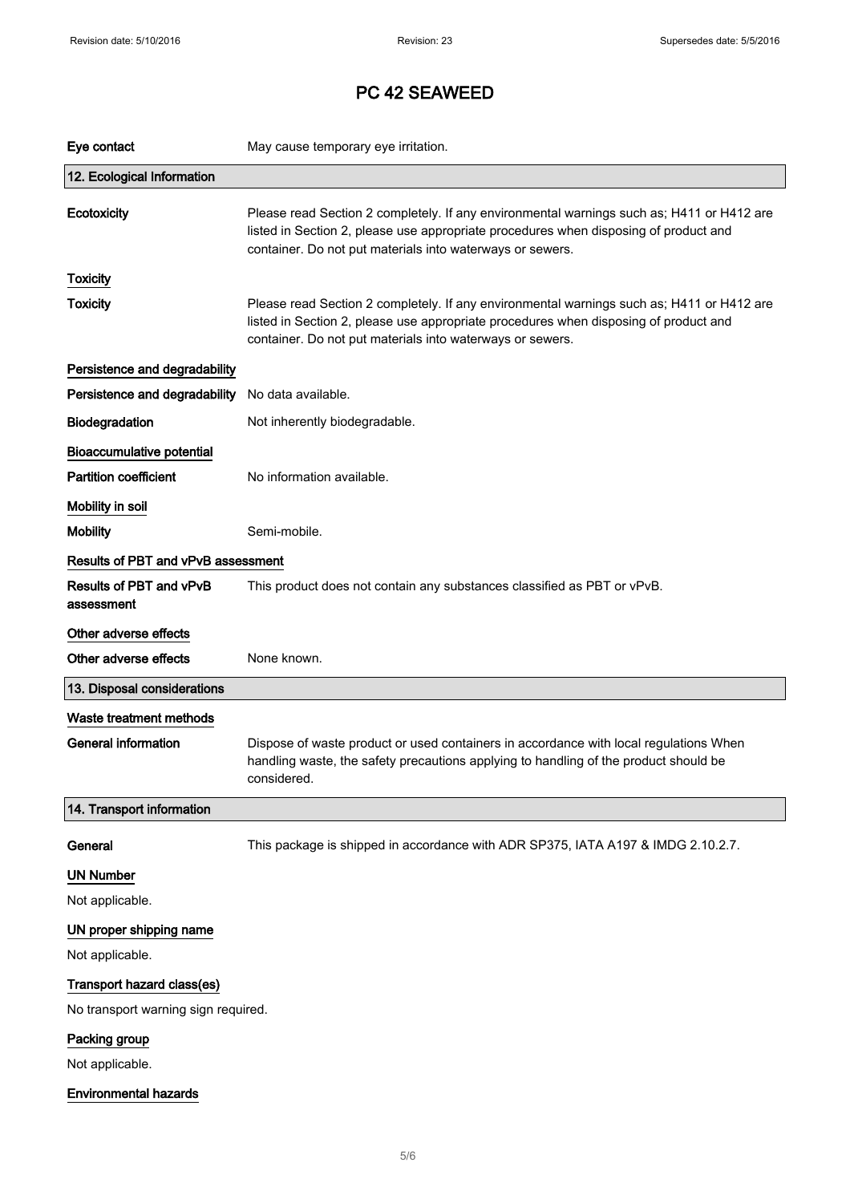# PC 42 SEAWEED

| | |
|---|---|
| **Eye contact** | May cause temporary eye irritation. |

## 12. Ecological Information

| | |
|---|---|
| **Ecotoxicity** | Please read Section 2 completely. If any environmental warnings such as; H411 or H412 are listed in Section 2, please use appropriate procedures when disposing of product and container. Do not put materials into waterways or sewers. |

### Toxicity

| | |
|---|---|
| **Toxicity** | Please read Section 2 completely. If any environmental warnings such as; H411 or H412 are listed in Section 2, please use appropriate procedures when disposing of product and container. Do not put materials into waterways or sewers. |

### Persistence and degradability

| | |
|---|---|
| **Persistence and degradability** | No data available. |
| **Biodegradation** | Not inherently biodegradable. |

### Bioaccumulative potential

| | |
|---|---|
| **Partition coefficient** | No information available. |

### Mobility in soil

| | |
|---|---|
| **Mobility** | Semi-mobile. |

### Results of PBT and vPvB assessment

| | |
|---|---|
| **Results of PBT and vPvB assessment** | This product does not contain any substances classified as PBT or vPvB. |

### Other adverse effects

| | |
|---|---|
| **Other adverse effects** | None known. |

## 13. Disposal considerations

### Waste treatment methods

| | |
|---|---|
| **General information** | Dispose of waste product or used containers in accordance with local regulations When handling waste, the safety precautions applying to handling of the product should be considered. |

## 14. Transport information

| | |
|---|---|
| **General** | This package is shipped in accordance with ADR SP375, IATA A197 & IMDG 2.10.2.7. |

### UN Number

Not applicable.

### UN proper shipping name

Not applicable.

### Transport hazard class(es)

No transport warning sign required.

### Packing group

Not applicable.

### Environmental hazards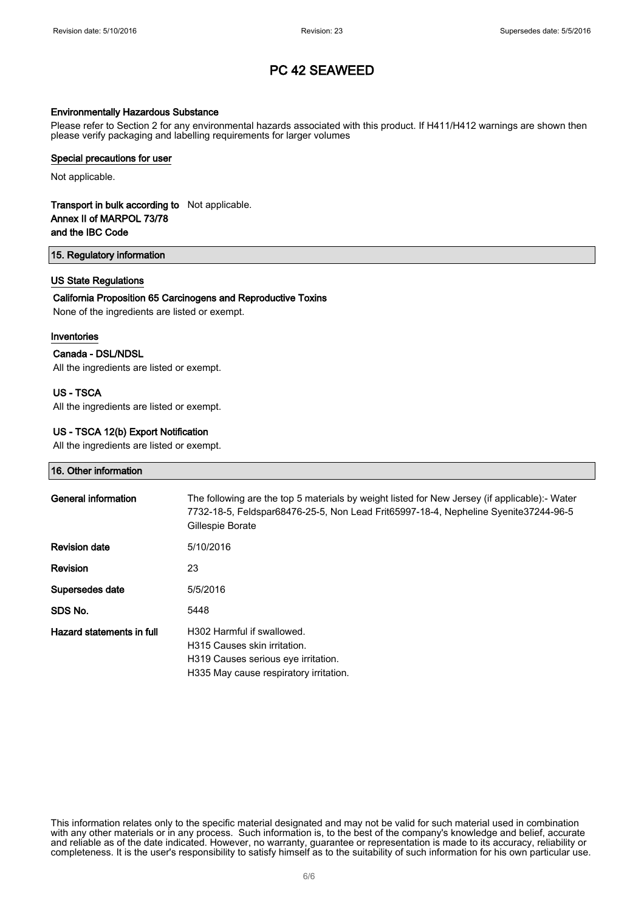# PC 42 SEAWEED

**Environmentally Hazardous Substance**

Please refer to Section 2 for any environmental hazards associated with this product. If H411/H412 warnings are shown then please verify packaging and labelling requirements for larger volumes

**Special precautions for user**

Not applicable.

**Transport in bulk according to Annex II of MARPOL 73/78 and the IBC Code** Not applicable.

## 15. Regulatory information

**US State Regulations**

**California Proposition 65 Carcinogens and Reproductive Toxins**

None of the ingredients are listed or exempt.

**Inventories**

**Canada - DSL/NDSL**

All the ingredients are listed or exempt.

**US - TSCA**

All the ingredients are listed or exempt.

**US - TSCA 12(b) Export Notification**

All the ingredients are listed or exempt.

## 16. Other information

| | |
|---|---|
| **General information** | The following are the top 5 materials by weight listed for New Jersey (if applicable):- Water 7732-18-5, Feldspar68476-25-5, Non Lead Frit65997-18-4, Nepheline Syenite37244-96-5 Gillespie Borate |
| **Revision date** | 5/10/2016 |
| **Revision** | 23 |
| **Supersedes date** | 5/5/2016 |
| **SDS No.** | 5448 |
| **Hazard statements in full** | H302 Harmful if swallowed.<br>H315 Causes skin irritation.<br>H319 Causes serious eye irritation.<br>H335 May cause respiratory irritation. |

This information relates only to the specific material designated and may not be valid for such material used in combination with any other materials or in any process. Such information is, to the best of the company's knowledge and belief, accurate and reliable as of the date indicated. However, no warranty, guarantee or representation is made to its accuracy, reliability or completeness. It is the user's responsibility to satisfy himself as to the suitability of such information for his own particular use.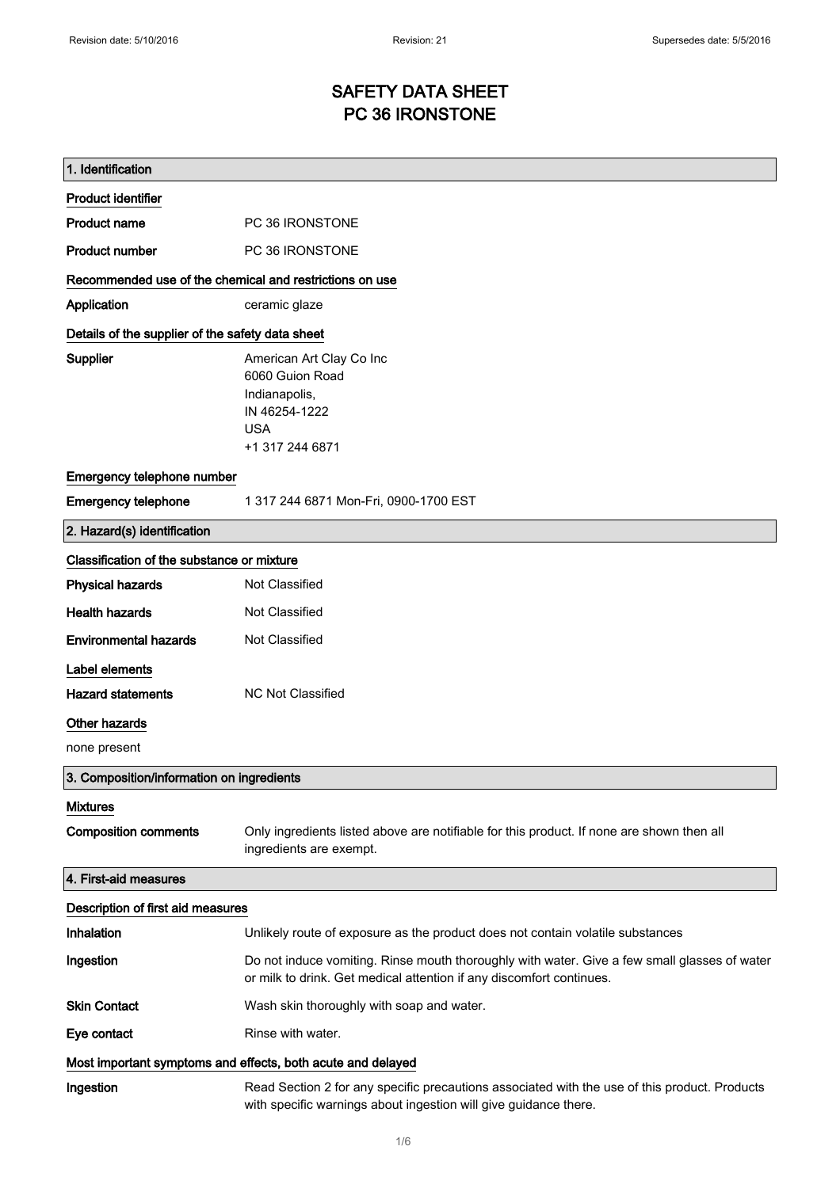# SAFETY DATA SHEET
# PC 36 IRONSTONE

## 1. Identification

### Product identifier

**Product name** PC 36 IRONSTONE

**Product number** PC 36 IRONSTONE

### Recommended use of the chemical and restrictions on use

**Application** ceramic glaze

### Details of the supplier of the safety data sheet

**Supplier**
American Art Clay Co Inc
6060 Guion Road
Indianapolis,
IN 46254-1222
USA
+1 317 244 6871

### Emergency telephone number

**Emergency telephone** 1 317 244 6871 Mon-Fri, 0900-1700 EST

## 2. Hazard(s) identification

### Classification of the substance or mixture

**Physical hazards** Not Classified

**Health hazards** Not Classified

**Environmental hazards** Not Classified

### Label elements

**Hazard statements** NC Not Classified

### Other hazards

none present

## 3. Composition/information on ingredients

### Mixtures

**Composition comments** Only ingredients listed above are notifiable for this product. If none are shown then all ingredients are exempt.

## 4. First-aid measures

### Description of first aid measures

**Inhalation** Unlikely route of exposure as the product does not contain volatile substances

**Ingestion** Do not induce vomiting. Rinse mouth thoroughly with water. Give a few small glasses of water or milk to drink. Get medical attention if any discomfort continues.

**Skin Contact** Wash skin thoroughly with soap and water.

**Eye contact** Rinse with water.

### Most important symptoms and effects, both acute and delayed

**Ingestion** Read Section 2 for any specific precautions associated with the use of this product. Products with specific warnings about ingestion will give guidance there.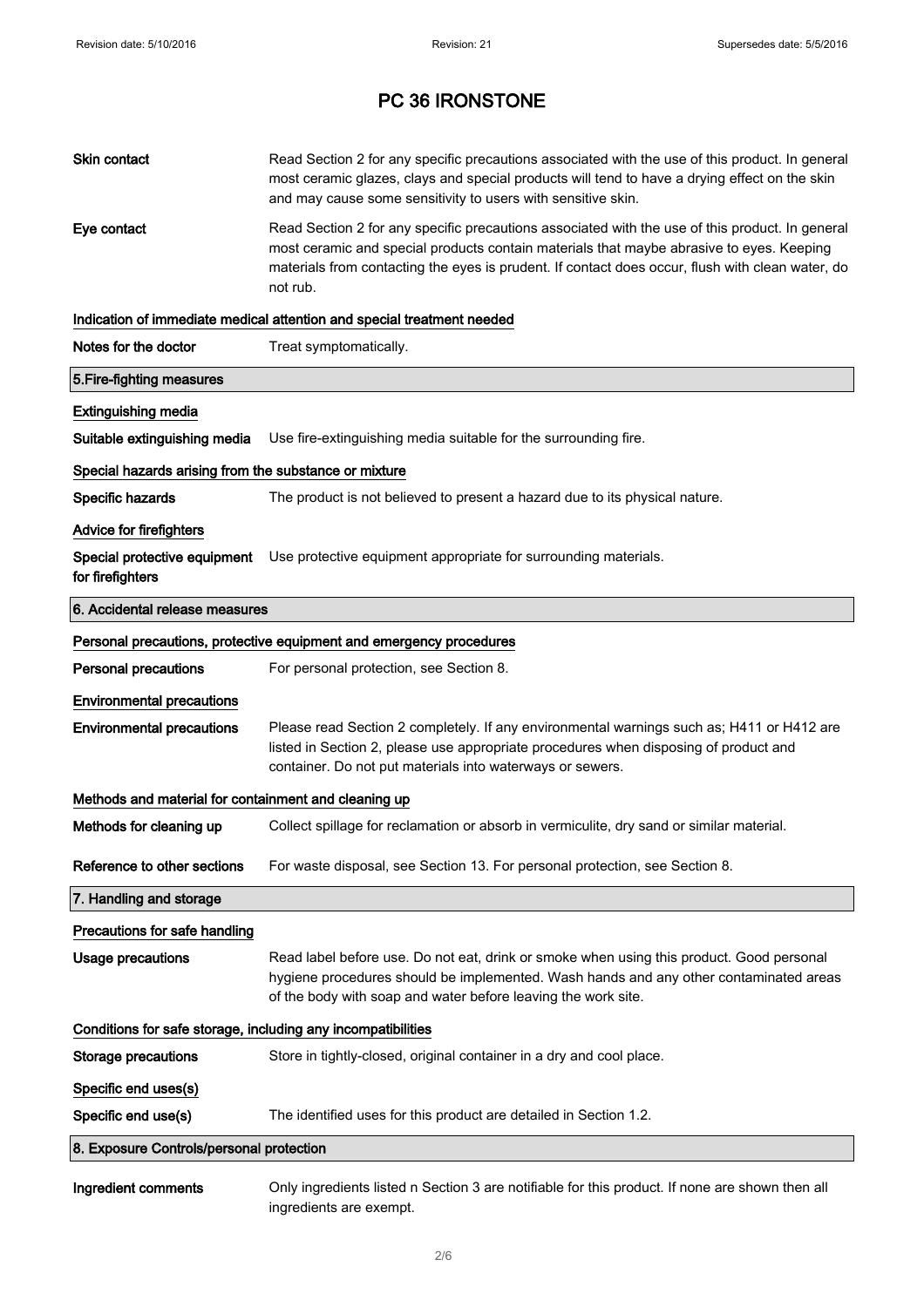# PC 36 IRONSTONE

| | |
|---|---|
| **Skin contact** | Read Section 2 for any specific precautions associated with the use of this product. In general most ceramic glazes, clays and special products will tend to have a drying effect on the skin and may cause some sensitivity to users with sensitive skin. |
| **Eye contact** | Read Section 2 for any specific precautions associated with the use of this product. In general most ceramic and special products contain materials that maybe abrasive to eyes. Keeping materials from contacting the eyes is prudent. If contact does occur, flush with clean water, do not rub. |

**Indication of immediate medical attention and special treatment needed**

| | |
|---|---|
| **Notes for the doctor** | Treat symptomatically. |

## 5.Fire-fighting measures

**Extinguishing media**

| | |
|---|---|
| **Suitable extinguishing media** | Use fire-extinguishing media suitable for the surrounding fire. |

**Special hazards arising from the substance or mixture**

| | |
|---|---|
| **Specific hazards** | The product is not believed to present a hazard due to its physical nature. |

**Advice for firefighters**

| | |
|---|---|
| **Special protective equipment for firefighters** | Use protective equipment appropriate for surrounding materials. |

## 6. Accidental release measures

**Personal precautions, protective equipment and emergency procedures**

| | |
|---|---|
| **Personal precautions** | For personal protection, see Section 8. |

**Environmental precautions**

| | |
|---|---|
| **Environmental precautions** | Please read Section 2 completely. If any environmental warnings such as; H411 or H412 are listed in Section 2, please use appropriate procedures when disposing of product and container. Do not put materials into waterways or sewers. |

**Methods and material for containment and cleaning up**

| | |
|---|---|
| **Methods for cleaning up** | Collect spillage for reclamation or absorb in vermiculite, dry sand or similar material. |
| **Reference to other sections** | For waste disposal, see Section 13. For personal protection, see Section 8. |

## 7. Handling and storage

**Precautions for safe handling**

| | |
|---|---|
| **Usage precautions** | Read label before use. Do not eat, drink or smoke when using this product. Good personal hygiene procedures should be implemented. Wash hands and any other contaminated areas of the body with soap and water before leaving the work site. |

**Conditions for safe storage, including any incompatibilities**

| | |
|---|---|
| **Storage precautions** | Store in tightly-closed, original container in a dry and cool place. |

**Specific end uses(s)**

| | |
|---|---|
| **Specific end use(s)** | The identified uses for this product are detailed in Section 1.2. |

## 8. Exposure Controls/personal protection

| | |
|---|---|
| **Ingredient comments** | Only ingredients listed n Section 3 are notifiable for this product. If none are shown then all ingredients are exempt. |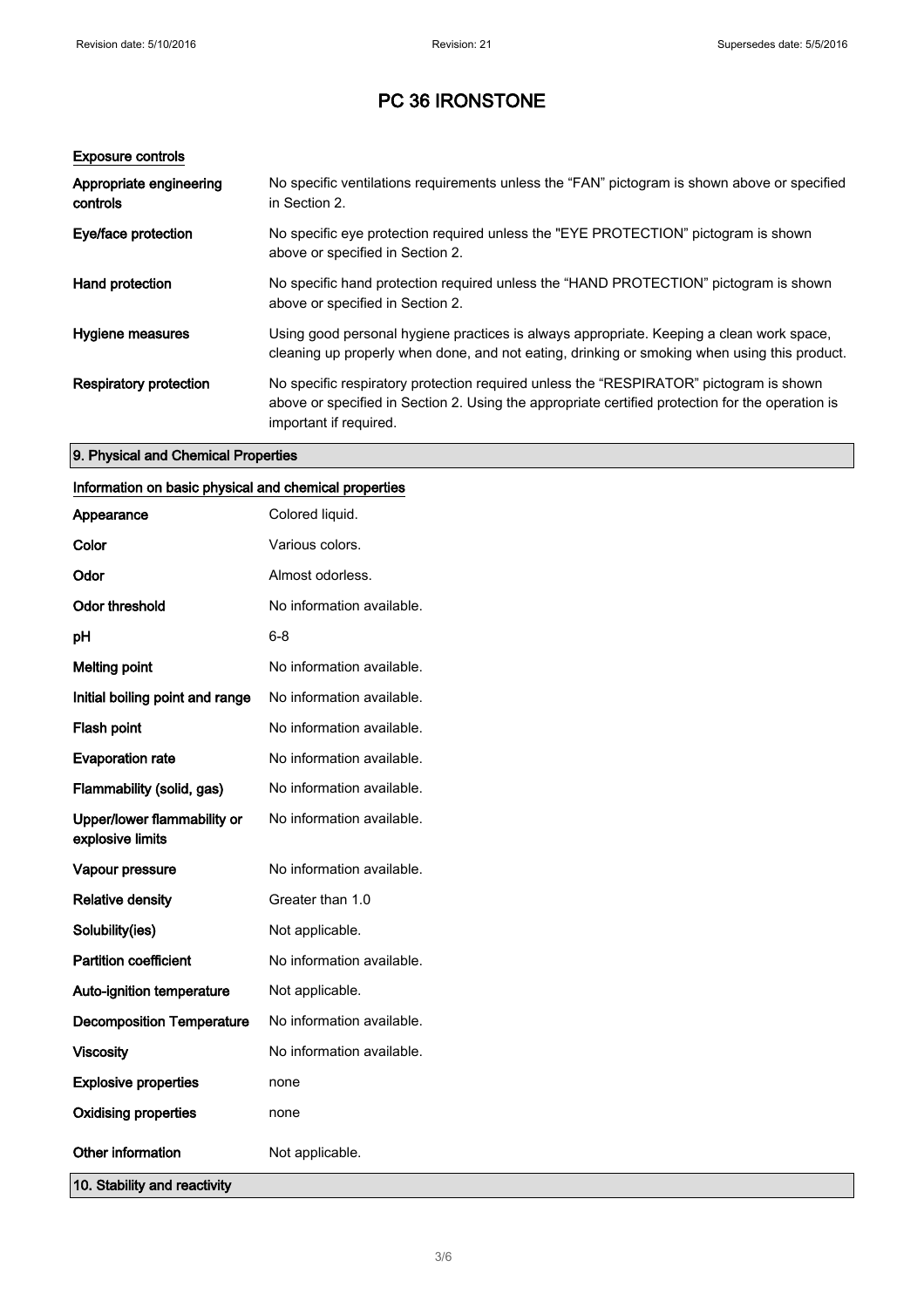# PC 36 IRONSTONE

## Exposure controls

| | |
|---|---|
| **Appropriate engineering controls** | No specific ventilations requirements unless the "FAN" pictogram is shown above or specified in Section 2. |
| **Eye/face protection** | No specific eye protection required unless the "EYE PROTECTION" pictogram is shown above or specified in Section 2. |
| **Hand protection** | No specific hand protection required unless the "HAND PROTECTION" pictogram is shown above or specified in Section 2. |
| **Hygiene measures** | Using good personal hygiene practices is always appropriate. Keeping a clean work space, cleaning up properly when done, and not eating, drinking or smoking when using this product. |
| **Respiratory protection** | No specific respiratory protection required unless the "RESPIRATOR" pictogram is shown above or specified in Section 2. Using the appropriate certified protection for the operation is important if required. |

## 9. Physical and Chemical Properties

### Information on basic physical and chemical properties

| | |
|---|---|
| **Appearance** | Colored liquid. |
| **Color** | Various colors. |
| **Odor** | Almost odorless. |
| **Odor threshold** | No information available. |
| **pH** | 6-8 |
| **Melting point** | No information available. |
| **Initial boiling point and range** | No information available. |
| **Flash point** | No information available. |
| **Evaporation rate** | No information available. |
| **Flammability (solid, gas)** | No information available. |
| **Upper/lower flammability or explosive limits** | No information available. |
| **Vapour pressure** | No information available. |
| **Relative density** | Greater than 1.0 |
| **Solubility(ies)** | Not applicable. |
| **Partition coefficient** | No information available. |
| **Auto-ignition temperature** | Not applicable. |
| **Decomposition Temperature** | No information available. |
| **Viscosity** | No information available. |
| **Explosive properties** | none |
| **Oxidising properties** | none |
| **Other information** | Not applicable. |

## 10. Stability and reactivity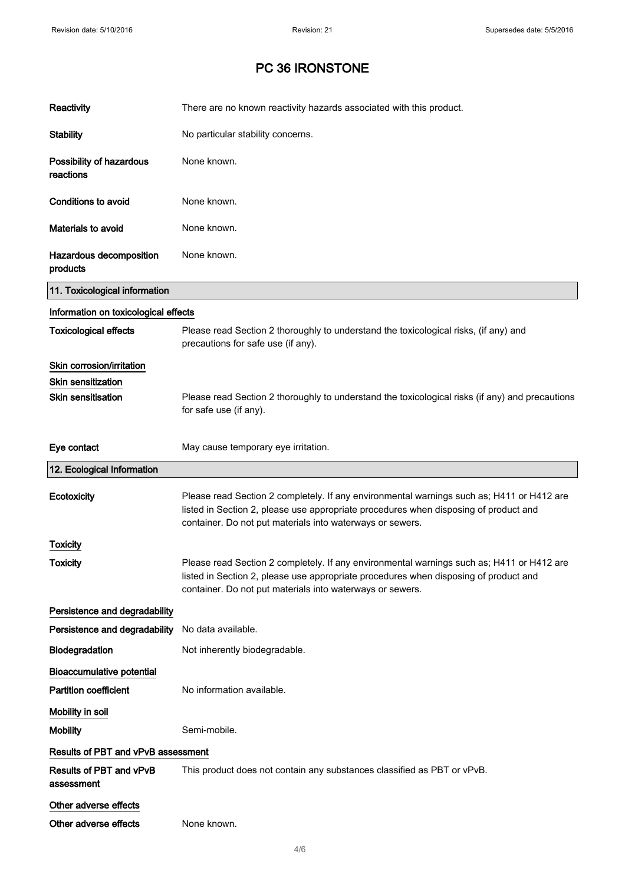# PC 36 IRONSTONE

| | |
|---|---|
| **Reactivity** | There are no known reactivity hazards associated with this product. |
| **Stability** | No particular stability concerns. |
| **Possibility of hazardous reactions** | None known. |
| **Conditions to avoid** | None known. |
| **Materials to avoid** | None known. |
| **Hazardous decomposition products** | None known. |

## 11. Toxicological information

### Information on toxicological effects

| | |
|---|---|
| **Toxicological effects** | Please read Section 2 thoroughly to understand the toxicological risks, (if any) and precautions for safe use (if any). |

**Skin corrosion/irritation**

**Skin sensitization**

| | |
|---|---|
| **Skin sensitisation** | Please read Section 2 thoroughly to understand the toxicological risks (if any) and precautions for safe use (if any). |
| **Eye contact** | May cause temporary eye irritation. |

## 12. Ecological Information

| | |
|---|---|
| **Ecotoxicity** | Please read Section 2 completely. If any environmental warnings such as; H411 or H412 are listed in Section 2, please use appropriate procedures when disposing of product and container. Do not put materials into waterways or sewers. |

**Toxicity**

| | |
|---|---|
| **Toxicity** | Please read Section 2 completely. If any environmental warnings such as; H411 or H412 are listed in Section 2, please use appropriate procedures when disposing of product and container. Do not put materials into waterways or sewers. |

**Persistence and degradability**

| | |
|---|---|
| **Persistence and degradability** | No data available. |
| **Biodegradation** | Not inherently biodegradable. |

**Bioaccumulative potential**

| | |
|---|---|
| **Partition coefficient** | No information available. |

**Mobility in soil**

| | |
|---|---|
| **Mobility** | Semi-mobile. |

**Results of PBT and vPvB assessment**

| | |
|---|---|
| **Results of PBT and vPvB assessment** | This product does not contain any substances classified as PBT or vPvB. |

**Other adverse effects**

| | |
|---|---|
| **Other adverse effects** | None known. |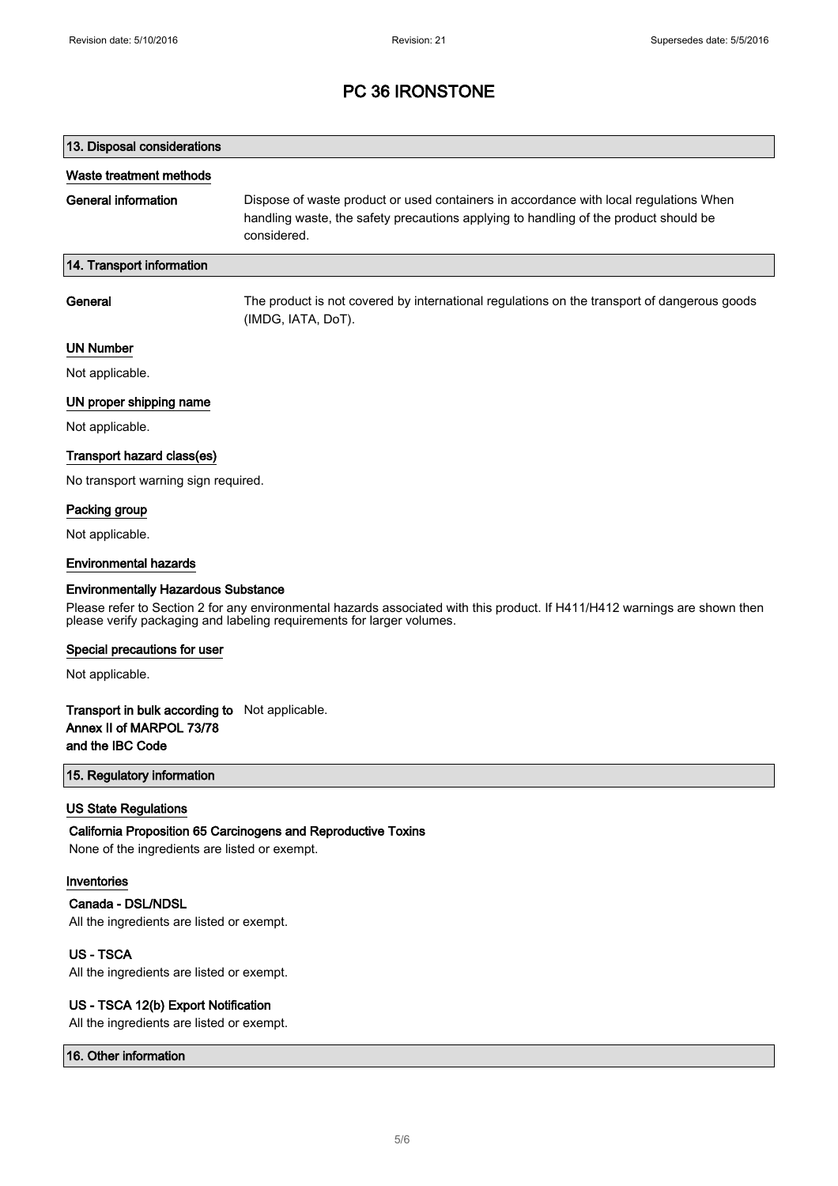# PC 36 IRONSTONE

## 13. Disposal considerations

### Waste treatment methods

**General information** Dispose of waste product or used containers in accordance with local regulations When handling waste, the safety precautions applying to handling of the product should be considered.

## 14. Transport information

**General** The product is not covered by international regulations on the transport of dangerous goods (IMDG, IATA, DoT).

### UN Number

Not applicable.

### UN proper shipping name

Not applicable.

### Transport hazard class(es)

No transport warning sign required.

### Packing group

Not applicable.

### Environmental hazards

**Environmentally Hazardous Substance**

Please refer to Section 2 for any environmental hazards associated with this product. If H411/H412 warnings are shown then please verify packaging and labeling requirements for larger volumes.

### Special precautions for user

Not applicable.

**Transport in bulk according to Annex II of MARPOL 73/78 and the IBC Code** Not applicable.

## 15. Regulatory information

### US State Regulations

**California Proposition 65 Carcinogens and Reproductive Toxins**

None of the ingredients are listed or exempt.

### Inventories

**Canada - DSL/NDSL**

All the ingredients are listed or exempt.

**US - TSCA**

All the ingredients are listed or exempt.

**US - TSCA 12(b) Export Notification**

All the ingredients are listed or exempt.

## 16. Other information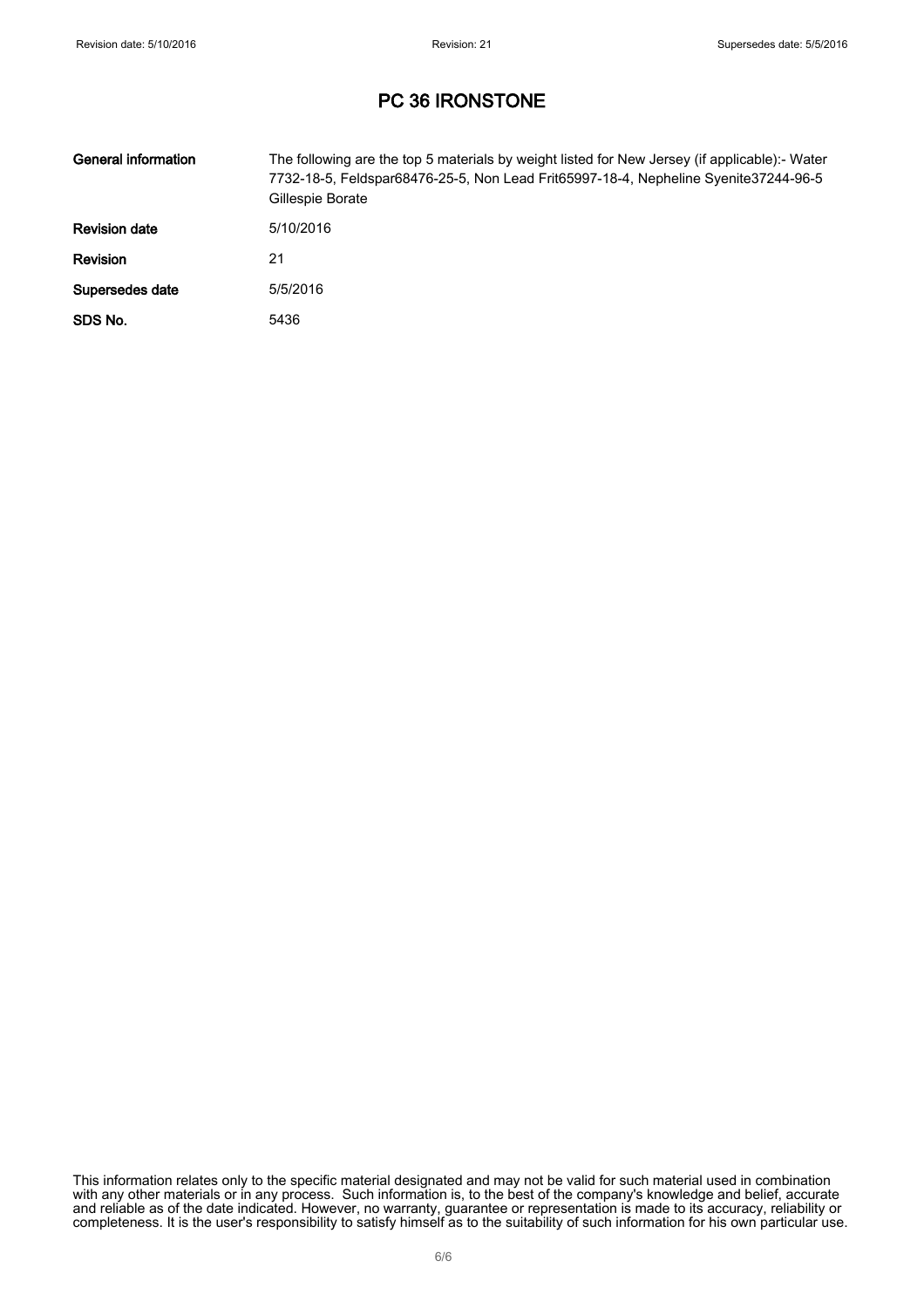# PC 36 IRONSTONE

| | |
|---|---|
| **General information** | The following are the top 5 materials by weight listed for New Jersey (if applicable):- Water 7732-18-5, Feldspar68476-25-5, Non Lead Frit65997-18-4, Nepheline Syenite37244-96-5 Gillespie Borate |
| **Revision date** | 5/10/2016 |
| **Revision** | 21 |
| **Supersedes date** | 5/5/2016 |
| **SDS No.** | 5436 |

This information relates only to the specific material designated and may not be valid for such material used in combination with any other materials or in any process. Such information is, to the best of the company's knowledge and belief, accurate and reliable as of the date indicated. However, no warranty, guarantee or representation is made to its accuracy, reliability or completeness. It is the user's responsibility to satisfy himself as to the suitability of such information for his own particular use.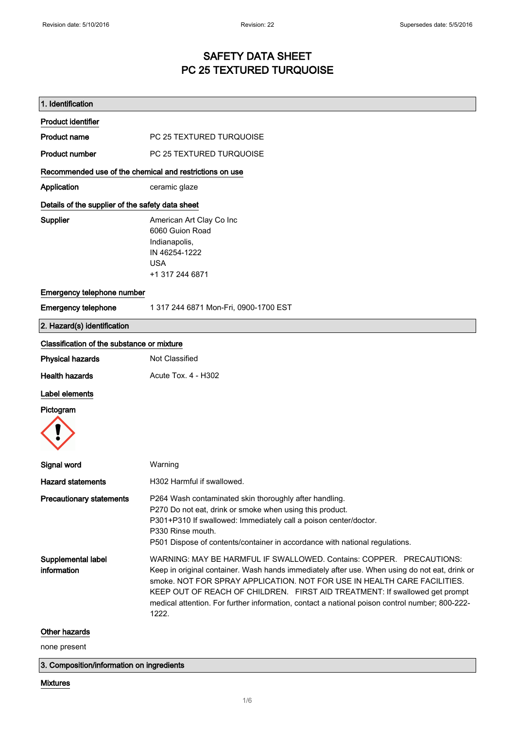# SAFETY DATA SHEET
# PC 25 TEXTURED TURQUOISE

## 1. Identification

**Product identifier**

| | |
|---|---|
| **Product name** | PC 25 TEXTURED TURQUOISE |
| **Product number** | PC 25 TEXTURED TURQUOISE |

**Recommended use of the chemical and restrictions on use**

| | |
|---|---|
| **Application** | ceramic glaze |

**Details of the supplier of the safety data sheet**

| | |
|---|---|
| **Supplier** | American Art Clay Co Inc<br>6060 Guion Road<br>Indianapolis,<br>IN 46254-1222<br>USA<br>+1 317 244 6871 |

**Emergency telephone number**

| | |
|---|---|
| **Emergency telephone** | 1 317 244 6871 Mon-Fri, 0900-1700 EST |

## 2. Hazard(s) identification

**Classification of the substance or mixture**

| | |
|---|---|
| **Physical hazards** | Not Classified |
| **Health hazards** | Acute Tox. 4 - H302 |

**Label elements**

**Pictogram**

| | |
|---|---|
| **Signal word** | Warning |
| **Hazard statements** | H302 Harmful if swallowed. |
| **Precautionary statements** | P264 Wash contaminated skin thoroughly after handling.<br>P270 Do not eat, drink or smoke when using this product.<br>P301+P310 If swallowed: Immediately call a poison center/doctor.<br>P330 Rinse mouth.<br>P501 Dispose of contents/container in accordance with national regulations. |
| **Supplemental label information** | WARNING: MAY BE HARMFUL IF SWALLOWED. Contains: COPPER. PRECAUTIONS: Keep in original container. Wash hands immediately after use. When using do not eat, drink or smoke. NOT FOR SPRAY APPLICATION. NOT FOR USE IN HEALTH CARE FACILITIES. KEEP OUT OF REACH OF CHILDREN. FIRST AID TREATMENT: If swallowed get prompt medical attention. For further information, contact a national poison control number; 800-222-1222. |

**Other hazards**

none present

## 3. Composition/information on ingredients

**Mixtures**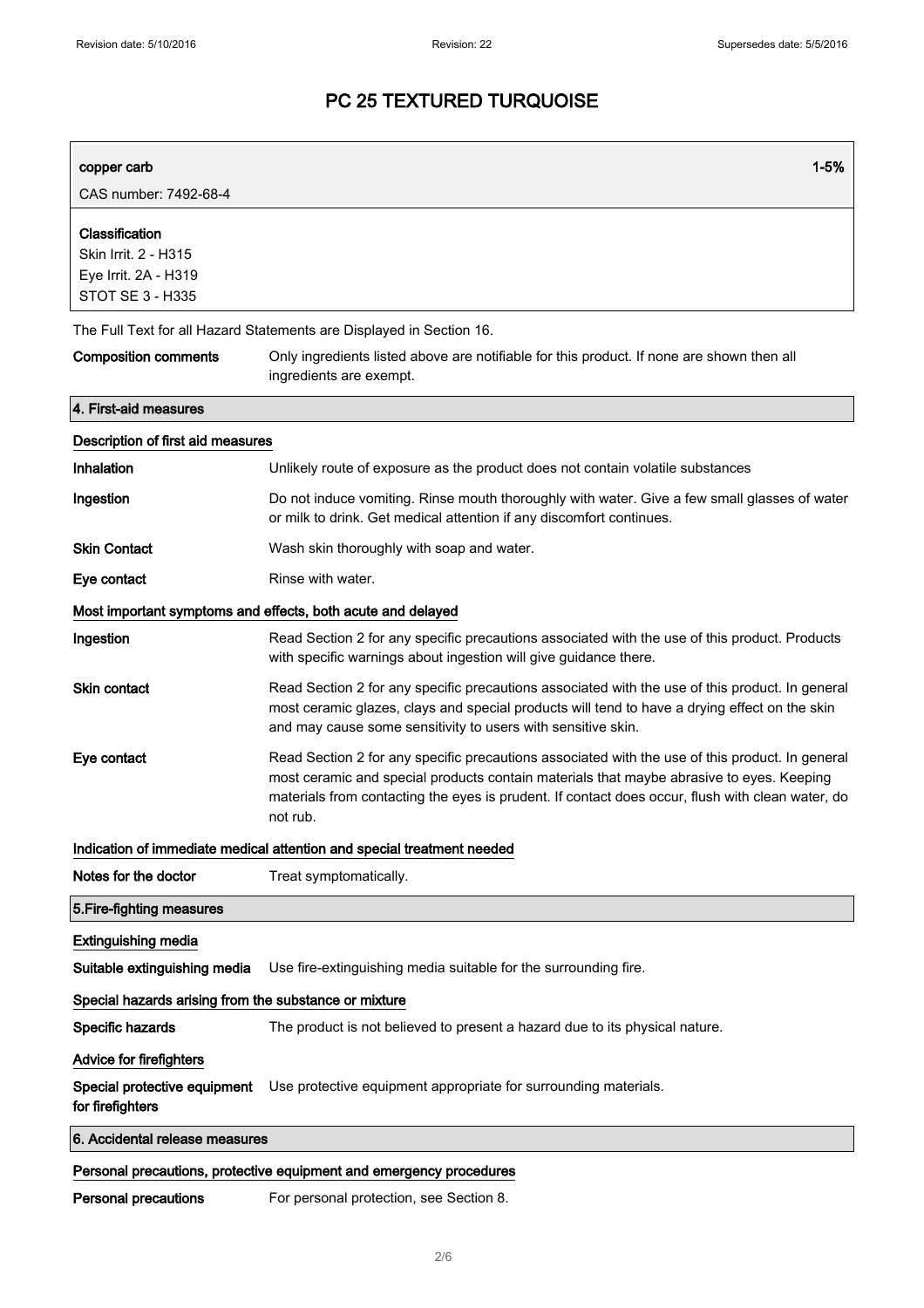# PC 25 TEXTURED TURQUOISE

| copper carb | 1-5% |
|---|---|
| CAS number: 7492-68-4 | |

**Classification**
Skin Irrit. 2 - H315
Eye Irrit. 2A - H319
STOT SE 3 - H335

The Full Text for all Hazard Statements are Displayed in Section 16.

**Composition comments** Only ingredients listed above are notifiable for this product. If none are shown then all ingredients are exempt.

## 4. First-aid measures

### Description of first aid measures

**Inhalation** Unlikely route of exposure as the product does not contain volatile substances

**Ingestion** Do not induce vomiting. Rinse mouth thoroughly with water. Give a few small glasses of water or milk to drink. Get medical attention if any discomfort continues.

**Skin Contact** Wash skin thoroughly with soap and water.

**Eye contact** Rinse with water.

### Most important symptoms and effects, both acute and delayed

**Ingestion** Read Section 2 for any specific precautions associated with the use of this product. Products with specific warnings about ingestion will give guidance there.

**Skin contact** Read Section 2 for any specific precautions associated with the use of this product. In general most ceramic glazes, clays and special products will tend to have a drying effect on the skin and may cause some sensitivity to users with sensitive skin.

**Eye contact** Read Section 2 for any specific precautions associated with the use of this product. In general most ceramic and special products contain materials that maybe abrasive to eyes. Keeping materials from contacting the eyes is prudent. If contact does occur, flush with clean water, do not rub.

### Indication of immediate medical attention and special treatment needed

**Notes for the doctor** Treat symptomatically.

## 5.Fire-fighting measures

### Extinguishing media

**Suitable extinguishing media** Use fire-extinguishing media suitable for the surrounding fire.

### Special hazards arising from the substance or mixture

**Specific hazards** The product is not believed to present a hazard due to its physical nature.

### Advice for firefighters

**Special protective equipment for firefighters** Use protective equipment appropriate for surrounding materials.

## 6. Accidental release measures

### Personal precautions, protective equipment and emergency procedures

**Personal precautions** For personal protection, see Section 8.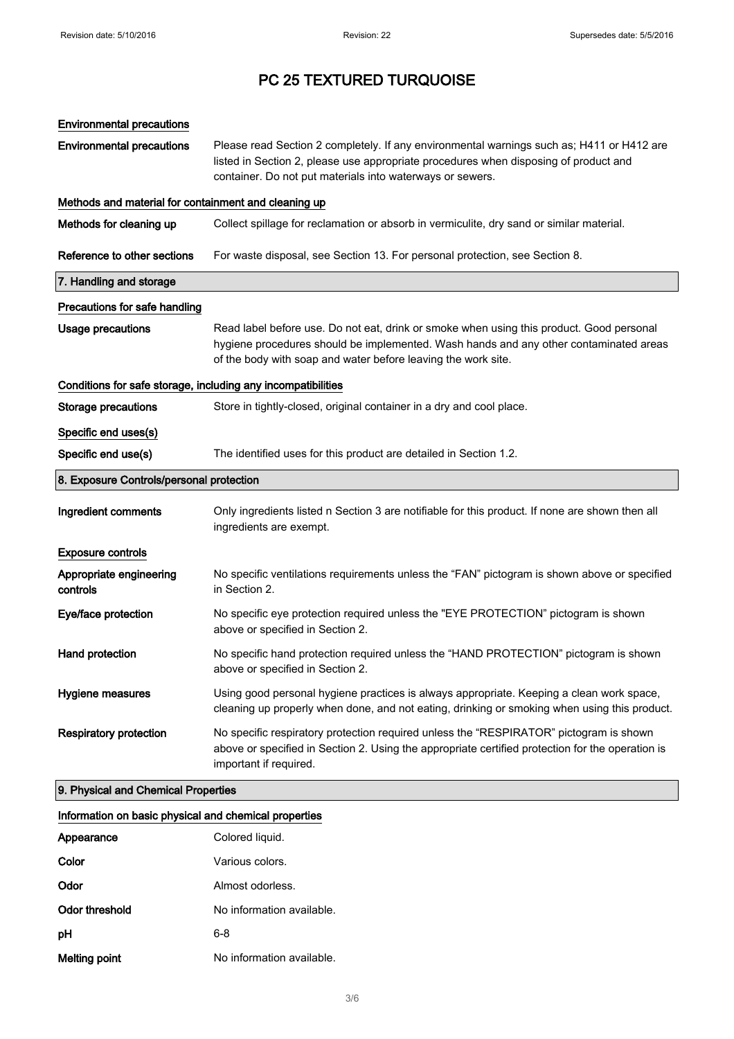# PC 25 TEXTURED TURQUOISE

### Environmental precautions

**Environmental precautions** Please read Section 2 completely. If any environmental warnings such as; H411 or H412 are listed in Section 2, please use appropriate procedures when disposing of product and container. Do not put materials into waterways or sewers.

### Methods and material for containment and cleaning up

**Methods for cleaning up** Collect spillage for reclamation or absorb in vermiculite, dry sand or similar material.

**Reference to other sections** For waste disposal, see Section 13. For personal protection, see Section 8.

## 7. Handling and storage

### Precautions for safe handling

**Usage precautions** Read label before use. Do not eat, drink or smoke when using this product. Good personal hygiene procedures should be implemented. Wash hands and any other contaminated areas of the body with soap and water before leaving the work site.

### Conditions for safe storage, including any incompatibilities

**Storage precautions** Store in tightly-closed, original container in a dry and cool place.

### Specific end uses(s)

**Specific end use(s)** The identified uses for this product are detailed in Section 1.2.

## 8. Exposure Controls/personal protection

**Ingredient comments** Only ingredients listed n Section 3 are notifiable for this product. If none are shown then all ingredients are exempt.

### Exposure controls

**Appropriate engineering controls** No specific ventilations requirements unless the “FAN” pictogram is shown above or specified in Section 2.

**Eye/face protection** No specific eye protection required unless the "EYE PROTECTION” pictogram is shown above or specified in Section 2.

**Hand protection** No specific hand protection required unless the “HAND PROTECTION” pictogram is shown above or specified in Section 2.

**Hygiene measures** Using good personal hygiene practices is always appropriate. Keeping a clean work space, cleaning up properly when done, and not eating, drinking or smoking when using this product.

**Respiratory protection** No specific respiratory protection required unless the “RESPIRATOR” pictogram is shown above or specified in Section 2. Using the appropriate certified protection for the operation is important if required.

## 9. Physical and Chemical Properties

### Information on basic physical and chemical properties

**Appearance** Colored liquid.

**Color** Various colors.

**Odor** Almost odorless.

**Odor threshold** No information available.

**pH** 6-8

**Melting point** No information available.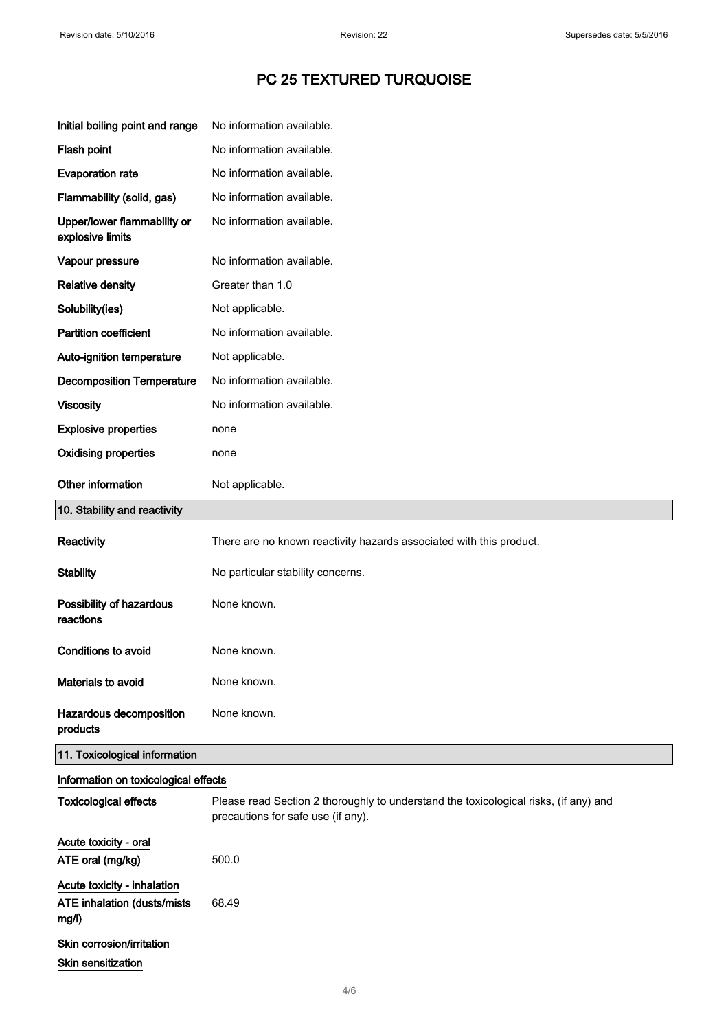# PC 25 TEXTURED TURQUOISE

| | |
|---|---|
| **Initial boiling point and range** | No information available. |
| **Flash point** | No information available. |
| **Evaporation rate** | No information available. |
| **Flammability (solid, gas)** | No information available. |
| **Upper/lower flammability or explosive limits** | No information available. |
| **Vapour pressure** | No information available. |
| **Relative density** | Greater than 1.0 |
| **Solubility(ies)** | Not applicable. |
| **Partition coefficient** | No information available. |
| **Auto-ignition temperature** | Not applicable. |
| **Decomposition Temperature** | No information available. |
| **Viscosity** | No information available. |
| **Explosive properties** | none |
| **Oxidising properties** | none |
| **Other information** | Not applicable. |

## 10. Stability and reactivity

| | |
|---|---|
| **Reactivity** | There are no known reactivity hazards associated with this product. |
| **Stability** | No particular stability concerns. |
| **Possibility of hazardous reactions** | None known. |
| **Conditions to avoid** | None known. |
| **Materials to avoid** | None known. |
| **Hazardous decomposition products** | None known. |

## 11. Toxicological information

**Information on toxicological effects**

| | |
|---|---|
| **Toxicological effects** | Please read Section 2 thoroughly to understand the toxicological risks, (if any) and precautions for safe use (if any). |

**Acute toxicity - oral**

| | |
|---|---|
| **ATE oral (mg/kg)** | 500.0 |

**Acute toxicity - inhalation**

| | |
|---|---|
| **ATE inhalation (dusts/mists mg/l)** | 68.49 |

**Skin corrosion/irritation**

**Skin sensitization**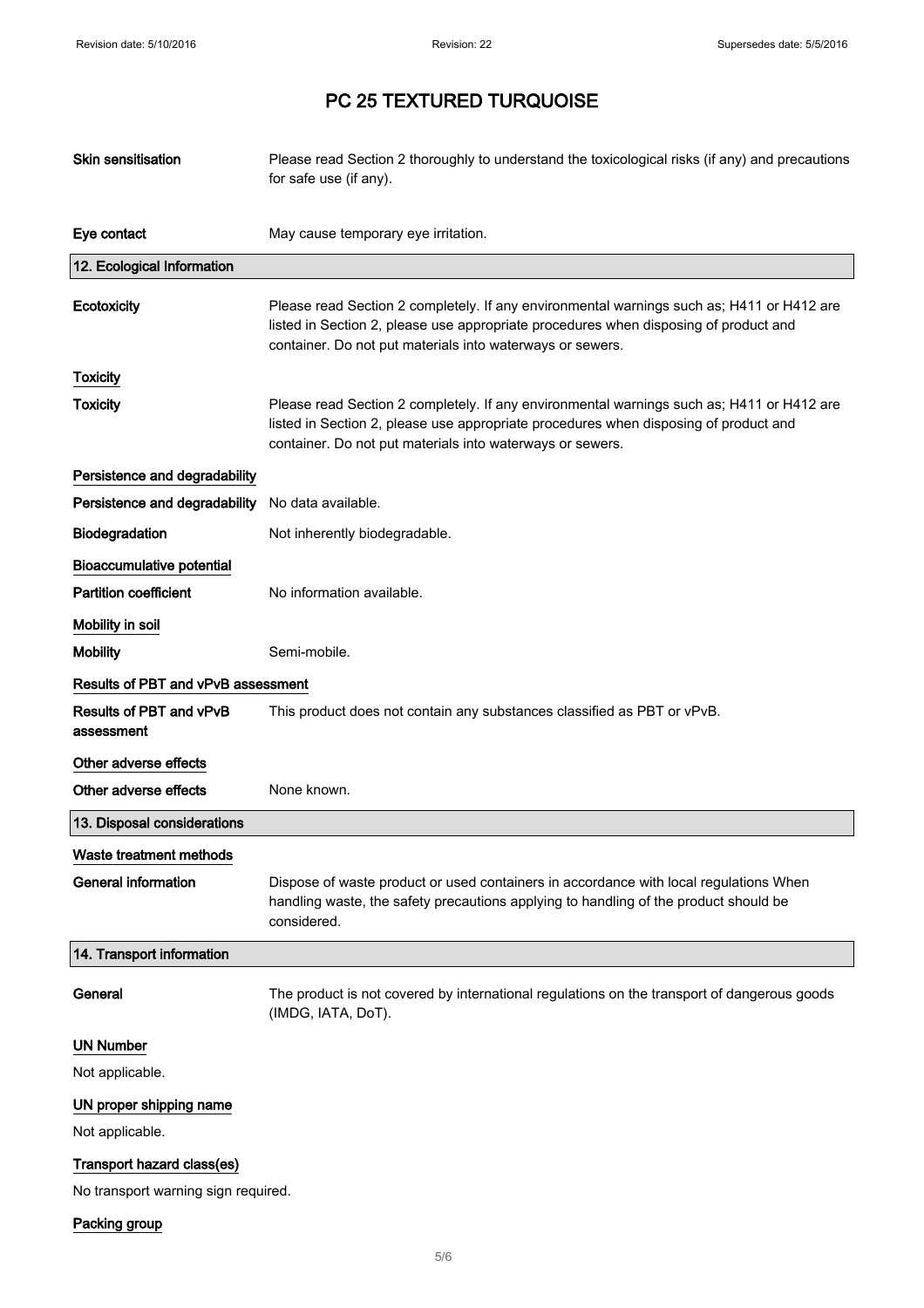# PC 25 TEXTURED TURQUOISE

**Skin sensitisation** Please read Section 2 thoroughly to understand the toxicological risks (if any) and precautions for safe use (if any).

**Eye contact** May cause temporary eye irritation.

## 12. Ecological Information

**Ecotoxicity** Please read Section 2 completely. If any environmental warnings such as; H411 or H412 are listed in Section 2, please use appropriate procedures when disposing of product and container. Do not put materials into waterways or sewers.

### Toxicity

**Toxicity** Please read Section 2 completely. If any environmental warnings such as; H411 or H412 are listed in Section 2, please use appropriate procedures when disposing of product and container. Do not put materials into waterways or sewers.

### Persistence and degradability

**Persistence and degradability** No data available.

**Biodegradation** Not inherently biodegradable.

### Bioaccumulative potential

**Partition coefficient** No information available.

### Mobility in soil

**Mobility** Semi-mobile.

### Results of PBT and vPvB assessment

**Results of PBT and vPvB assessment** This product does not contain any substances classified as PBT or vPvB.

### Other adverse effects

**Other adverse effects** None known.

## 13. Disposal considerations

### Waste treatment methods

**General information** Dispose of waste product or used containers in accordance with local regulations When handling waste, the safety precautions applying to handling of the product should be considered.

## 14. Transport information

**General** The product is not covered by international regulations on the transport of dangerous goods (IMDG, IATA, DoT).

### UN Number

Not applicable.

### UN proper shipping name

Not applicable.

### Transport hazard class(es)

No transport warning sign required.

### Packing group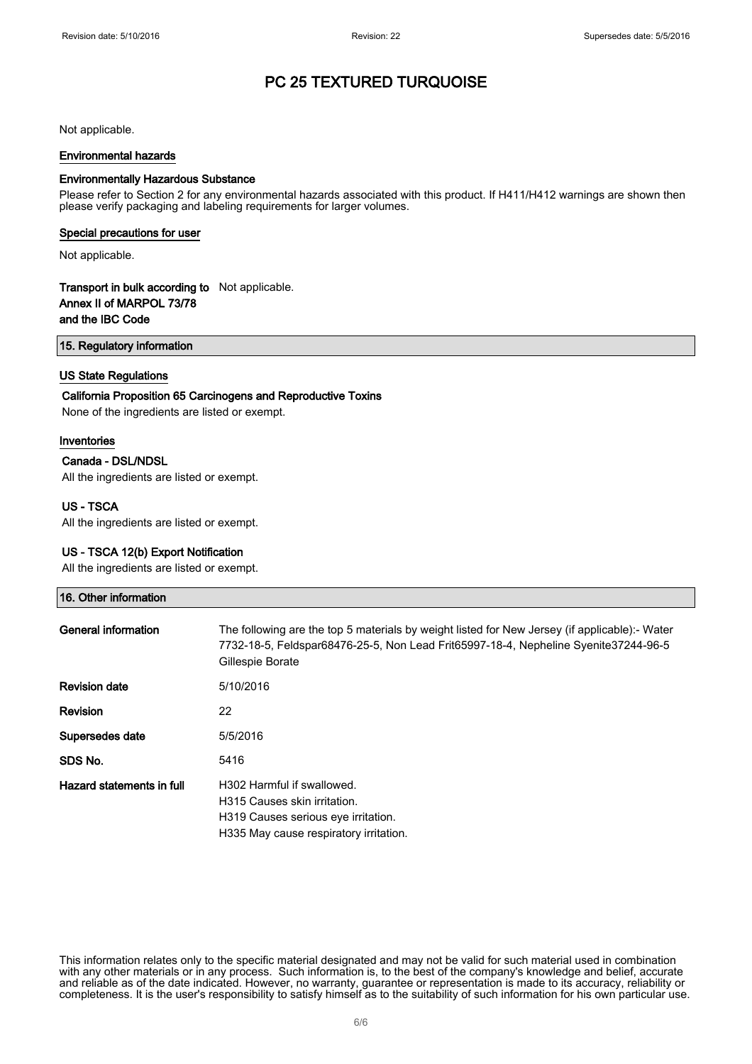# PC 25 TEXTURED TURQUOISE

Not applicable.

### Environmental hazards

#### Environmentally Hazardous Substance

Please refer to Section 2 for any environmental hazards associated with this product. If H411/H412 warnings are shown then please verify packaging and labeling requirements for larger volumes.

### Special precautions for user

Not applicable.

**Transport in bulk according to Annex II of MARPOL 73/78 and the IBC Code** Not applicable.

## 15. Regulatory information

### US State Regulations

#### California Proposition 65 Carcinogens and Reproductive Toxins

None of the ingredients are listed or exempt.

### Inventories

#### Canada - DSL/NDSL

All the ingredients are listed or exempt.

#### US - TSCA

All the ingredients are listed or exempt.

#### US - TSCA 12(b) Export Notification

All the ingredients are listed or exempt.

## 16. Other information

| | |
|---|---|
| **General information** | The following are the top 5 materials by weight listed for New Jersey (if applicable):- Water 7732-18-5, Feldspar68476-25-5, Non Lead Frit65997-18-4, Nepheline Syenite37244-96-5 Gillespie Borate |
| **Revision date** | 5/10/2016 |
| **Revision** | 22 |
| **Supersedes date** | 5/5/2016 |
| **SDS No.** | 5416 |
| **Hazard statements in full** | H302 Harmful if swallowed.<br>H315 Causes skin irritation.<br>H319 Causes serious eye irritation.<br>H335 May cause respiratory irritation. |

This information relates only to the specific material designated and may not be valid for such material used in combination with any other materials or in any process. Such information is, to the best of the company's knowledge and belief, accurate and reliable as of the date indicated. However, no warranty, guarantee or representation is made to its accuracy, reliability or completeness. It is the user's responsibility to satisfy himself as to the suitability of such information for his own particular use.